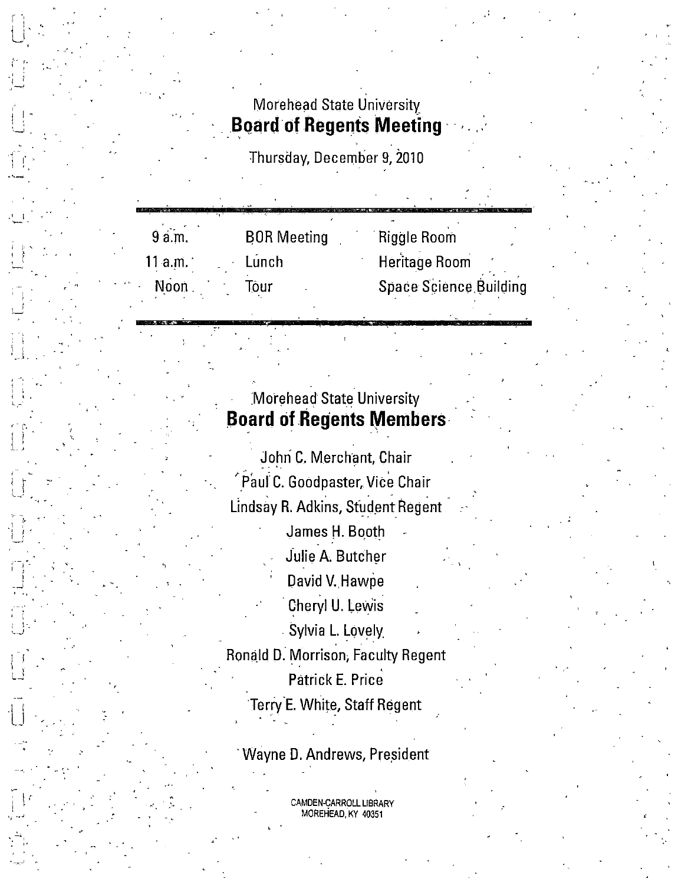Morehead State University

# Board of Regents Meeting

Thursday, December 9, 2010

| | | |
|---|---|---|
| 9 a.m. | BOR Meeting | Riggle Room |
| 11 a.m. | Lunch | Heritage Room |
| Noon | Tour | Space Science Building |

Morehead State University

# Board of Regents Members

John C. Merchant, Chair
Paul C. Goodpaster, Vice Chair
Lindsay R. Adkins, Student Regent
James H. Booth
Julie A. Butcher
David V. Hawpe
Cheryl U. Lewis
Sylvia L. Lovely
Ronald D. Morrison, Faculty Regent
Patrick E. Price
Terry E. White, Staff Regent

Wayne D. Andrews, President

CAMDEN-CARROLL LIBRARY
MOREHEAD, KY 40351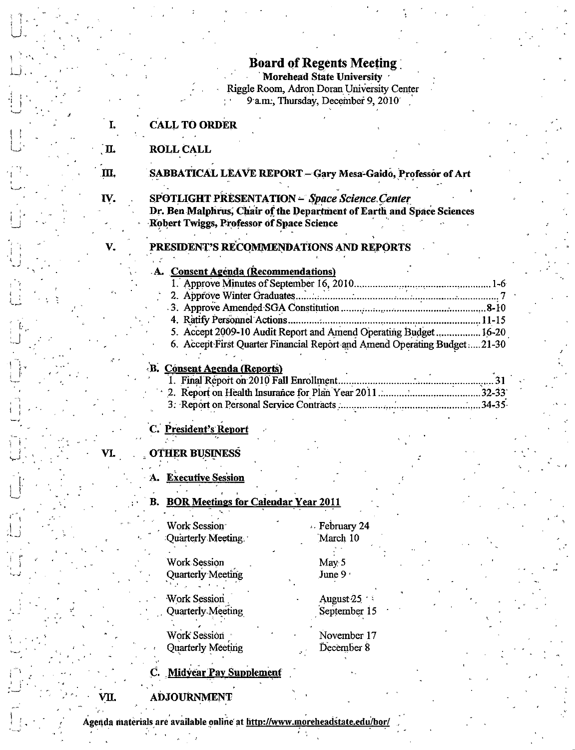# Board of Regents Meeting

**Morehead State University**
Riggle Room, Adron Doran University Center
9 a.m., Thursday, December 9, 2010

**I. CALL TO ORDER**

**II. ROLL CALL**

**III. SABBATICAL LEAVE REPORT – Gary Mesa-Gaido, Professor of Art**

**IV. SPOTLIGHT PRESENTATION – *Space Science Center***
**Dr. Ben Malphrus, Chair of the Department of Earth and Space Sciences**
**Robert Twiggs, Professor of Space Science**

**V. PRESIDENT'S RECOMMENDATIONS AND REPORTS**

**A. Consent Agenda (Recommendations)**

1. Approve Minutes of September 16, 2010....................1-6
2. Approve Winter Graduates....................7
3. Approve Amended SGA Constitution....................8-10
4. Ratify Personnel Actions....................11-15
5. Accept 2009-10 Audit Report and Amend Operating Budget....................16-20
6. Accept First Quarter Financial Report and Amend Operating Budget....................21-30

**B. Consent Agenda (Reports)**

1. Final Report on 2010 Fall Enrollment....................31
2. Report on Health Insurance for Plan Year 2011....................32-33
3. Report on Personal Service Contracts....................34-35

**C. President's Report**

**VI. OTHER BUSINESS**

**A. Executive Session**

**B. BOR Meetings for Calendar Year 2011**

| | |
|---|---|
| Work Session | February 24 |
| Quarterly Meeting | March 10 |
| Work Session | May 5 |
| Quarterly Meeting | June 9 |
| Work Session | August 25 |
| Quarterly Meeting | September 15 |
| Work Session | November 17 |
| Quarterly Meeting | December 8 |

**C. Midyear Pay Supplement**

**VII. ADJOURNMENT**

**Agenda materials are available online at http://www.moreheadstate.edu/bor/**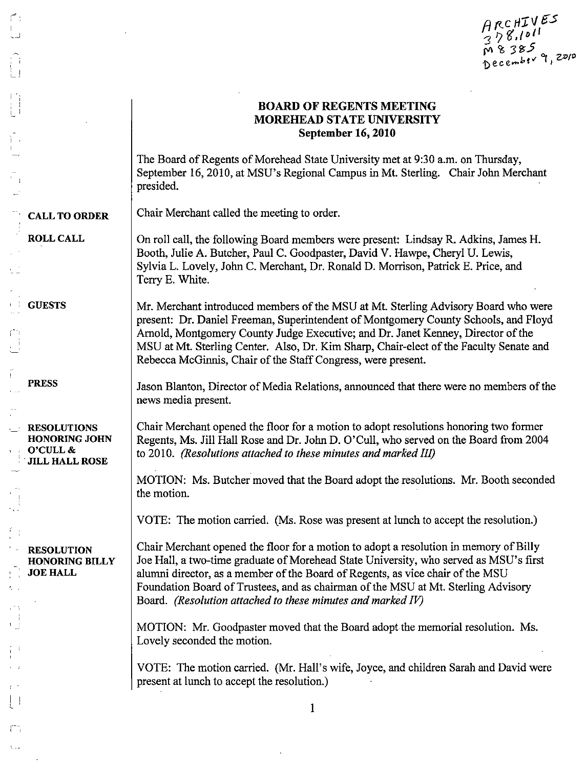ARCHIVES
378.1011
M8385
December 9, 2010

# BOARD OF REGENTS MEETING
## MOREHEAD STATE UNIVERSITY
### September 16, 2010

The Board of Regents of Morehead State University met at 9:30 a.m. on Thursday, September 16, 2010, at MSU's Regional Campus in Mt. Sterling. Chair John Merchant presided.

**CALL TO ORDER**

Chair Merchant called the meeting to order.

**ROLL CALL**

On roll call, the following Board members were present: Lindsay R. Adkins, James H. Booth, Julie A. Butcher, Paul C. Goodpaster, David V. Hawpe, Cheryl U. Lewis, Sylvia L. Lovely, John C. Merchant, Dr. Ronald D. Morrison, Patrick E. Price, and Terry E. White.

**GUESTS**

Mr. Merchant introduced members of the MSU at Mt. Sterling Advisory Board who were present: Dr. Daniel Freeman, Superintendent of Montgomery County Schools, and Floyd Arnold, Montgomery County Judge Executive; and Dr. Janet Kenney, Director of the MSU at Mt. Sterling Center. Also, Dr. Kim Sharp, Chair-elect of the Faculty Senate and Rebecca McGinnis, Chair of the Staff Congress, were present.

**PRESS**

Jason Blanton, Director of Media Relations, announced that there were no members of the news media present.

**RESOLUTIONS HONORING JOHN O'CULL & JILL HALL ROSE**

Chair Merchant opened the floor for a motion to adopt resolutions honoring two former Regents, Ms. Jill Hall Rose and Dr. John D. O'Cull, who served on the Board from 2004 to 2010. *(Resolutions attached to these minutes and marked III)*

MOTION: Ms. Butcher moved that the Board adopt the resolutions. Mr. Booth seconded the motion.

VOTE: The motion carried. (Ms. Rose was present at lunch to accept the resolution.)

**RESOLUTION HONORING BILLY JOE HALL**

Chair Merchant opened the floor for a motion to adopt a resolution in memory of Billy Joe Hall, a two-time graduate of Morehead State University, who served as MSU's first alumni director, as a member of the Board of Regents, as vice chair of the MSU Foundation Board of Trustees, and as chairman of the MSU at Mt. Sterling Advisory Board. *(Resolution attached to these minutes and marked IV)*

MOTION: Mr. Goodpaster moved that the Board adopt the memorial resolution. Ms. Lovely seconded the motion.

VOTE: The motion carried. (Mr. Hall's wife, Joyce, and children Sarah and David were present at lunch to accept the resolution.)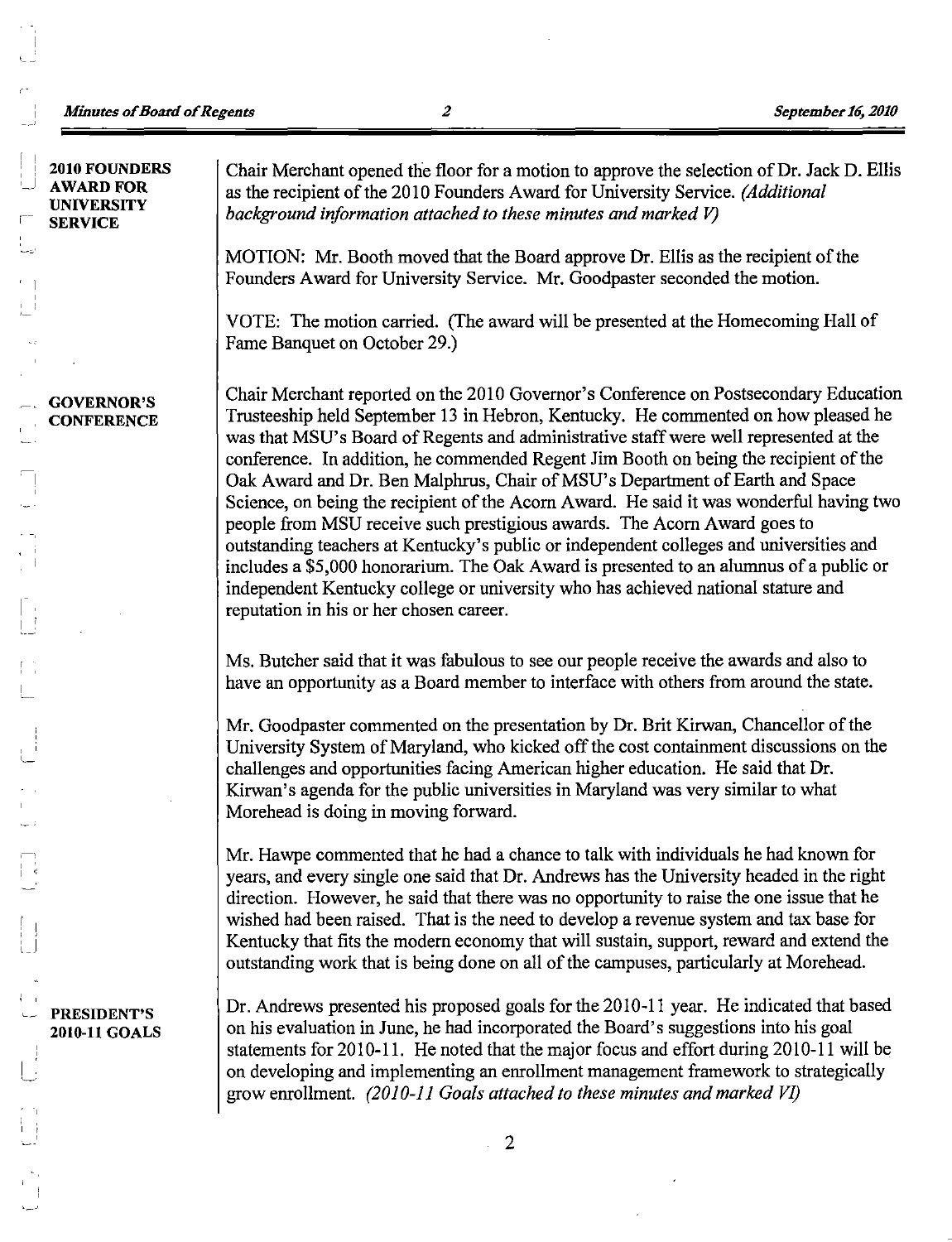**2010 FOUNDERS AWARD FOR UNIVERSITY SERVICE**

Chair Merchant opened the floor for a motion to approve the selection of Dr. Jack D. Ellis as the recipient of the 2010 Founders Award for University Service. *(Additional background information attached to these minutes and marked V)*

MOTION: Mr. Booth moved that the Board approve Dr. Ellis as the recipient of the Founders Award for University Service. Mr. Goodpaster seconded the motion.

VOTE: The motion carried. (The award will be presented at the Homecoming Hall of Fame Banquet on October 29.)

**GOVERNOR'S CONFERENCE**

Chair Merchant reported on the 2010 Governor's Conference on Postsecondary Education Trusteeship held September 13 in Hebron, Kentucky. He commented on how pleased he was that MSU's Board of Regents and administrative staff were well represented at the conference. In addition, he commended Regent Jim Booth on being the recipient of the Oak Award and Dr. Ben Malphrus, Chair of MSU's Department of Earth and Space Science, on being the recipient of the Acorn Award. He said it was wonderful having two people from MSU receive such prestigious awards. The Acorn Award goes to outstanding teachers at Kentucky's public or independent colleges and universities and includes a $5,000 honorarium. The Oak Award is presented to an alumnus of a public or independent Kentucky college or university who has achieved national stature and reputation in his or her chosen career.

Ms. Butcher said that it was fabulous to see our people receive the awards and also to have an opportunity as a Board member to interface with others from around the state.

Mr. Goodpaster commented on the presentation by Dr. Brit Kirwan, Chancellor of the University System of Maryland, who kicked off the cost containment discussions on the challenges and opportunities facing American higher education. He said that Dr. Kirwan's agenda for the public universities in Maryland was very similar to what Morehead is doing in moving forward.

Mr. Hawpe commented that he had a chance to talk with individuals he had known for years, and every single one said that Dr. Andrews has the University headed in the right direction. However, he said that there was no opportunity to raise the one issue that he wished had been raised. That is the need to develop a revenue system and tax base for Kentucky that fits the modern economy that will sustain, support, reward and extend the outstanding work that is being done on all of the campuses, particularly at Morehead.

**PRESIDENT'S 2010-11 GOALS**

Dr. Andrews presented his proposed goals for the 2010-11 year. He indicated that based on his evaluation in June, he had incorporated the Board's suggestions into his goal statements for 2010-11. He noted that the major focus and effort during 2010-11 will be on developing and implementing an enrollment management framework to strategically grow enrollment. *(2010-11 Goals attached to these minutes and marked VI)*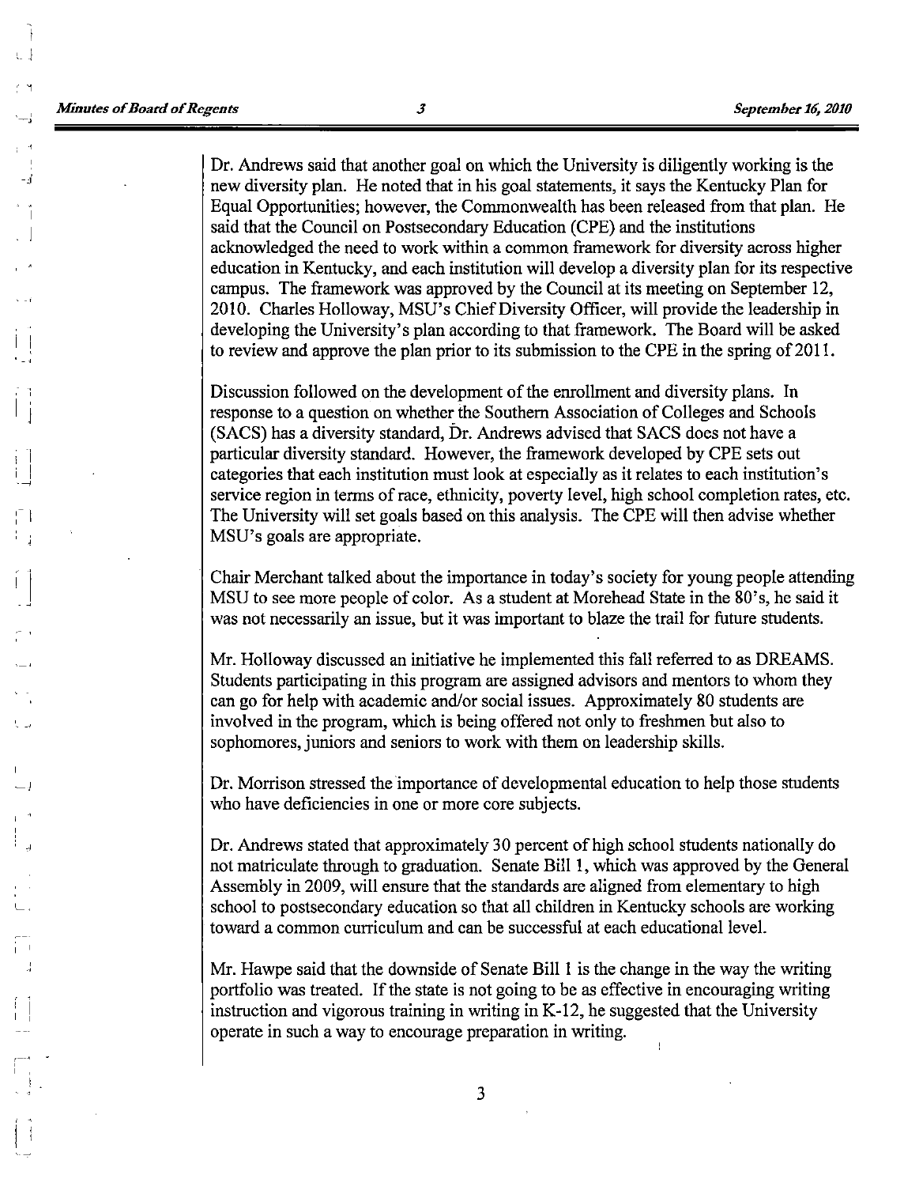Dr. Andrews said that another goal on which the University is diligently working is the new diversity plan. He noted that in his goal statements, it says the Kentucky Plan for Equal Opportunities; however, the Commonwealth has been released from that plan. He said that the Council on Postsecondary Education (CPE) and the institutions acknowledged the need to work within a common framework for diversity across higher education in Kentucky, and each institution will develop a diversity plan for its respective campus. The framework was approved by the Council at its meeting on September 12, 2010. Charles Holloway, MSU's Chief Diversity Officer, will provide the leadership in developing the University's plan according to that framework. The Board will be asked to review and approve the plan prior to its submission to the CPE in the spring of 2011.

Discussion followed on the development of the enrollment and diversity plans. In response to a question on whether the Southern Association of Colleges and Schools (SACS) has a diversity standard, Dr. Andrews advised that SACS does not have a particular diversity standard. However, the framework developed by CPE sets out categories that each institution must look at especially as it relates to each institution's service region in terms of race, ethnicity, poverty level, high school completion rates, etc. The University will set goals based on this analysis. The CPE will then advise whether MSU's goals are appropriate.

Chair Merchant talked about the importance in today's society for young people attending MSU to see more people of color. As a student at Morehead State in the 80's, he said it was not necessarily an issue, but it was important to blaze the trail for future students.

Mr. Holloway discussed an initiative he implemented this fall referred to as DREAMS. Students participating in this program are assigned advisors and mentors to whom they can go for help with academic and/or social issues. Approximately 80 students are involved in the program, which is being offered not only to freshmen but also to sophomores, juniors and seniors to work with them on leadership skills.

Dr. Morrison stressed the importance of developmental education to help those students who have deficiencies in one or more core subjects.

Dr. Andrews stated that approximately 30 percent of high school students nationally do not matriculate through to graduation. Senate Bill 1, which was approved by the General Assembly in 2009, will ensure that the standards are aligned from elementary to high school to postsecondary education so that all children in Kentucky schools are working toward a common curriculum and can be successful at each educational level.

Mr. Hawpe said that the downside of Senate Bill 1 is the change in the way the writing portfolio was treated. If the state is not going to be as effective in encouraging writing instruction and vigorous training in writing in K-12, he suggested that the University operate in such a way to encourage preparation in writing.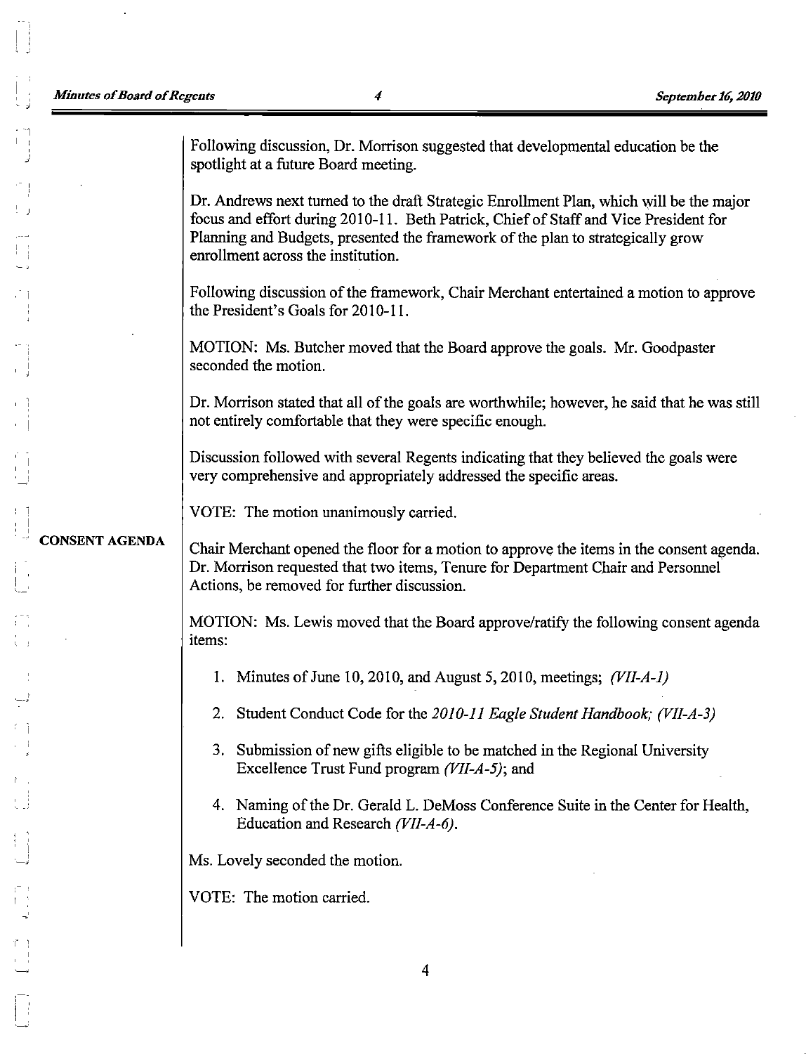Following discussion, Dr. Morrison suggested that developmental education be the spotlight at a future Board meeting.

Dr. Andrews next turned to the draft Strategic Enrollment Plan, which will be the major focus and effort during 2010-11. Beth Patrick, Chief of Staff and Vice President for Planning and Budgets, presented the framework of the plan to strategically grow enrollment across the institution.

Following discussion of the framework, Chair Merchant entertained a motion to approve the President's Goals for 2010-11.

MOTION: Ms. Butcher moved that the Board approve the goals. Mr. Goodpaster seconded the motion.

Dr. Morrison stated that all of the goals are worthwhile; however, he said that he was still not entirely comfortable that they were specific enough.

Discussion followed with several Regents indicating that they believed the goals were very comprehensive and appropriately addressed the specific areas.

VOTE: The motion unanimously carried.

**CONSENT AGENDA**

Chair Merchant opened the floor for a motion to approve the items in the consent agenda. Dr. Morrison requested that two items, Tenure for Department Chair and Personnel Actions, be removed for further discussion.

MOTION: Ms. Lewis moved that the Board approve/ratify the following consent agenda items:

1. Minutes of June 10, 2010, and August 5, 2010, meetings; *(VII-A-1)*

2. Student Conduct Code for the *2010-11 Eagle Student Handbook; (VII-A-3)*

3. Submission of new gifts eligible to be matched in the Regional University Excellence Trust Fund program *(VII-A-5)*; and

4. Naming of the Dr. Gerald L. DeMoss Conference Suite in the Center for Health, Education and Research *(VII-A-6)*.

Ms. Lovely seconded the motion.

VOTE: The motion carried.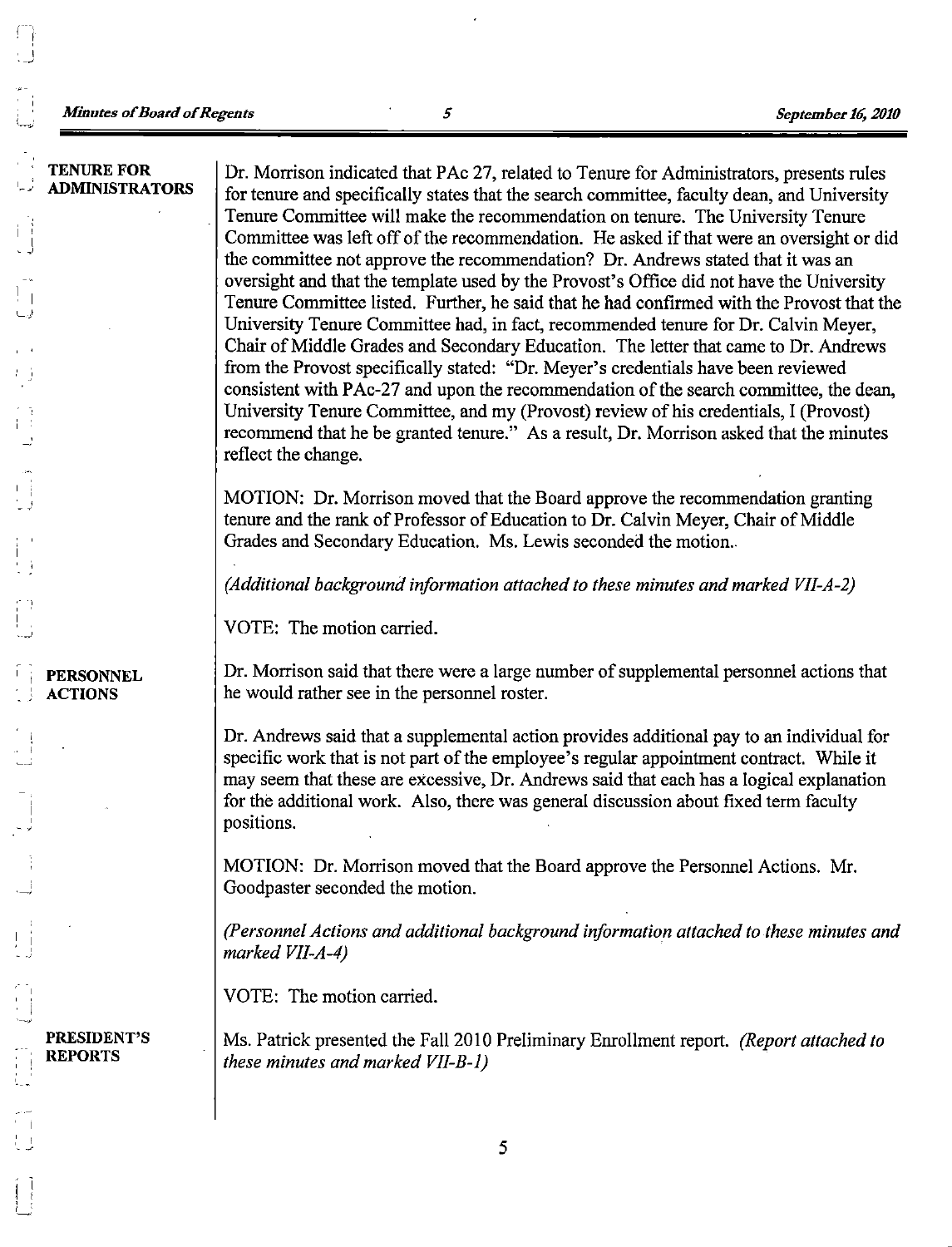**TENURE FOR ADMINISTRATORS**

Dr. Morrison indicated that PAc 27, related to Tenure for Administrators, presents rules for tenure and specifically states that the search committee, faculty dean, and University Tenure Committee will make the recommendation on tenure. The University Tenure Committee was left off of the recommendation. He asked if that were an oversight or did the committee not approve the recommendation? Dr. Andrews stated that it was an oversight and that the template used by the Provost's Office did not have the University Tenure Committee listed. Further, he said that he had confirmed with the Provost that the University Tenure Committee had, in fact, recommended tenure for Dr. Calvin Meyer, Chair of Middle Grades and Secondary Education. The letter that came to Dr. Andrews from the Provost specifically stated: "Dr. Meyer's credentials have been reviewed consistent with PAc-27 and upon the recommendation of the search committee, the dean, University Tenure Committee, and my (Provost) review of his credentials, I (Provost) recommend that he be granted tenure." As a result, Dr. Morrison asked that the minutes reflect the change.

MOTION: Dr. Morrison moved that the Board approve the recommendation granting tenure and the rank of Professor of Education to Dr. Calvin Meyer, Chair of Middle Grades and Secondary Education. Ms. Lewis seconded the motion..

*(Additional background information attached to these minutes and marked VII-A-2)*

VOTE: The motion carried.

**PERSONNEL ACTIONS**

Dr. Morrison said that there were a large number of supplemental personnel actions that he would rather see in the personnel roster.

Dr. Andrews said that a supplemental action provides additional pay to an individual for specific work that is not part of the employee's regular appointment contract. While it may seem that these are excessive, Dr. Andrews said that each has a logical explanation for the additional work. Also, there was general discussion about fixed term faculty positions.

MOTION: Dr. Morrison moved that the Board approve the Personnel Actions. Mr. Goodpaster seconded the motion.

*(Personnel Actions and additional background information attached to these minutes and marked VII-A-4)*

VOTE: The motion carried.

**PRESIDENT'S REPORTS**

Ms. Patrick presented the Fall 2010 Preliminary Enrollment report. *(Report attached to these minutes and marked VII-B-1)*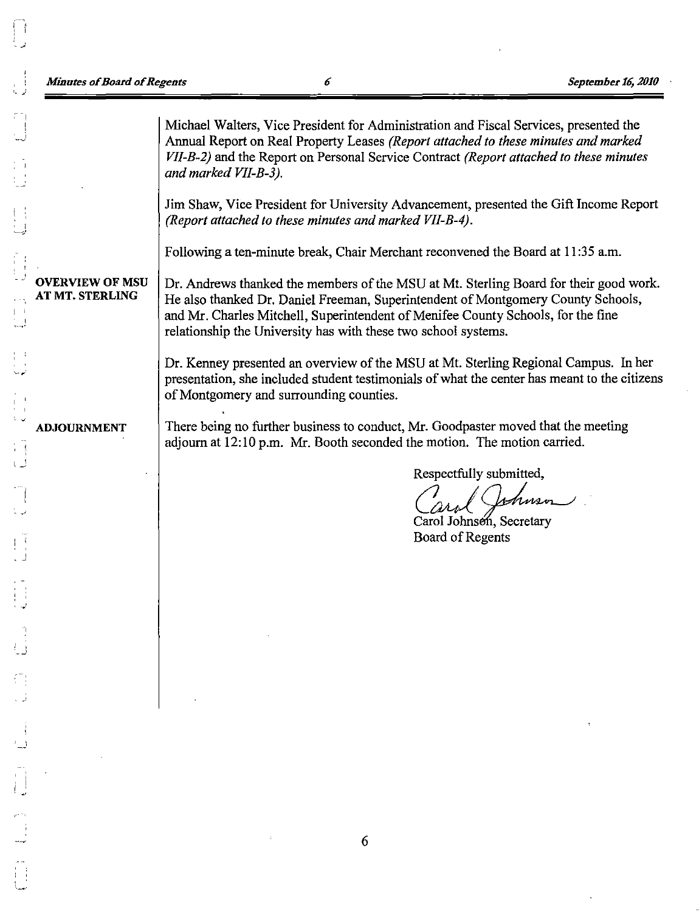Michael Walters, Vice President for Administration and Fiscal Services, presented the Annual Report on Real Property Leases *(Report attached to these minutes and marked VII-B-2)* and the Report on Personal Service Contract *(Report attached to these minutes and marked VII-B-3).*

Jim Shaw, Vice President for University Advancement, presented the Gift Income Report *(Report attached to these minutes and marked VII-B-4).*

Following a ten-minute break, Chair Merchant reconvened the Board at 11:35 a.m.

**OVERVIEW OF MSU AT MT. STERLING**

Dr. Andrews thanked the members of the MSU at Mt. Sterling Board for their good work. He also thanked Dr. Daniel Freeman, Superintendent of Montgomery County Schools, and Mr. Charles Mitchell, Superintendent of Menifee County Schools, for the fine relationship the University has with these two school systems.

Dr. Kenney presented an overview of the MSU at Mt. Sterling Regional Campus. In her presentation, she included student testimonials of what the center has meant to the citizens of Montgomery and surrounding counties.

**ADJOURNMENT**

There being no further business to conduct, Mr. Goodpaster moved that the meeting adjourn at 12:10 p.m. Mr. Booth seconded the motion. The motion carried.

Respectfully submitted,

Carol Johnson

Carol Johnson, Secretary
Board of Regents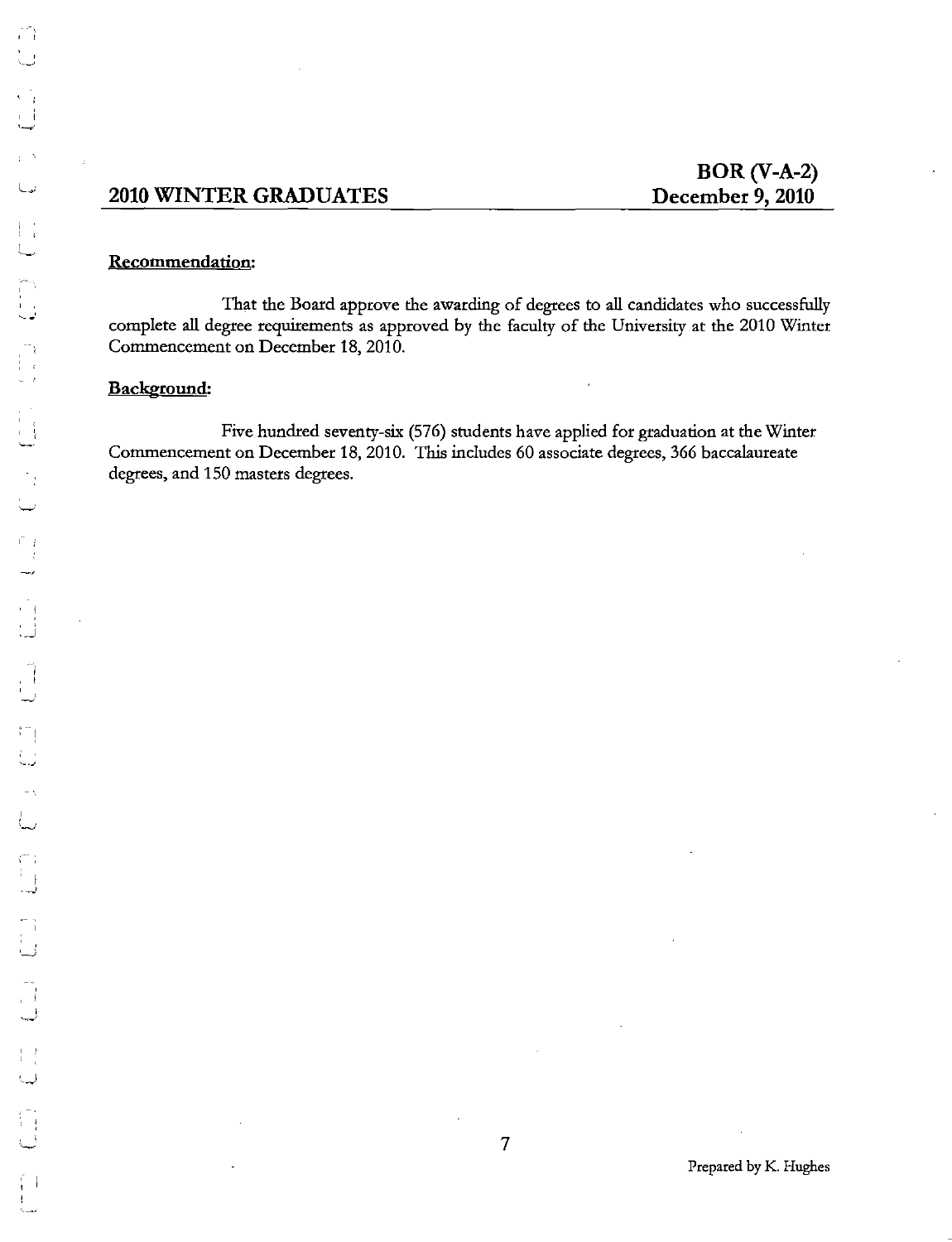## 2010 WINTER GRADUATES

**BOR (V-A-2)**
**December 9, 2010**

**Recommendation:**

That the Board approve the awarding of degrees to all candidates who successfully complete all degree requirements as approved by the faculty of the University at the 2010 Winter Commencement on December 18, 2010.

**Background:**

Five hundred seventy-six (576) students have applied for graduation at the Winter Commencement on December 18, 2010. This includes 60 associate degrees, 366 baccalaureate degrees, and 150 masters degrees.

Prepared by K. Hughes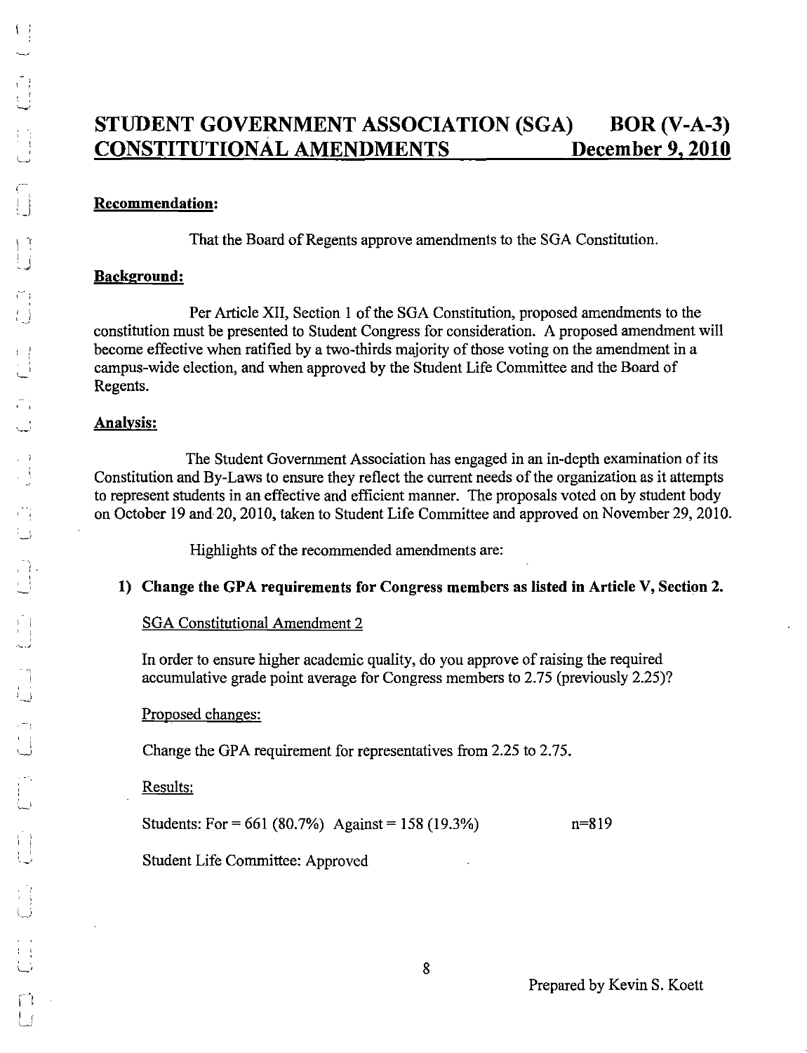# STUDENT GOVERNMENT ASSOCIATION (SGA) BOR (V-A-3)
# CONSTITUTIONAL AMENDMENTS December 9, 2010

**Recommendation:**

That the Board of Regents approve amendments to the SGA Constitution.

**Background:**

Per Article XII, Section 1 of the SGA Constitution, proposed amendments to the constitution must be presented to Student Congress for consideration. A proposed amendment will become effective when ratified by a two-thirds majority of those voting on the amendment in a campus-wide election, and when approved by the Student Life Committee and the Board of Regents.

**Analysis:**

The Student Government Association has engaged in an in-depth examination of its Constitution and By-Laws to ensure they reflect the current needs of the organization as it attempts to represent students in an effective and efficient manner. The proposals voted on by student body on October 19 and 20, 2010, taken to Student Life Committee and approved on November 29, 2010.

Highlights of the recommended amendments are:

**1) Change the GPA requirements for Congress members as listed in Article V, Section 2.**

SGA Constitutional Amendment 2

In order to ensure higher academic quality, do you approve of raising the required accumulative grade point average for Congress members to 2.75 (previously 2.25)?

Proposed changes:

Change the GPA requirement for representatives from 2.25 to 2.75.

Results:

Students: For = 661 (80.7%) Against = 158 (19.3%) n=819

Student Life Committee: Approved

Prepared by Kevin S. Koett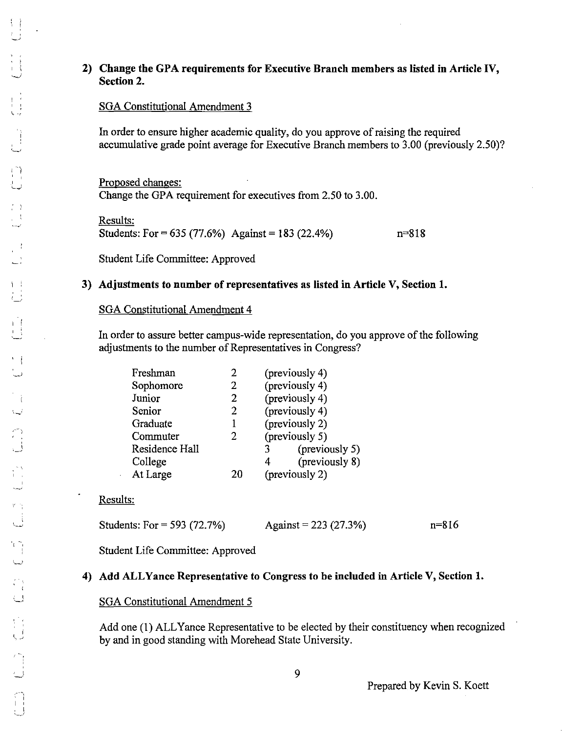**2) Change the GPA requirements for Executive Branch members as listed in Article IV, Section 2.**

SGA Constitutional Amendment 3

In order to ensure higher academic quality, do you approve of raising the required accumulative grade point average for Executive Branch members to 3.00 (previously 2.50)?

Proposed changes:
Change the GPA requirement for executives from 2.50 to 3.00.

Results:
Students: For = 635 (77.6%) Against = 183 (22.4%) n=818

Student Life Committee: Approved

**3) Adjustments to number of representatives as listed in Article V, Section 1.**

SGA Constitutional Amendment 4

In order to assure better campus-wide representation, do you approve of the following adjustments to the number of Representatives in Congress?

| | | |
|---|---|---|
| Freshman | 2 | (previously 4) |
| Sophomore | 2 | (previously 4) |
| Junior | 2 | (previously 4) |
| Senior | 2 | (previously 4) |
| Graduate | 1 | (previously 2) |
| Commuter | 2 | (previously 5) |
| Residence Hall | 3 | (previously 5) |
| College | 4 | (previously 8) |
| At Large | 20 | (previously 2) |

Results:

Students: For = 593 (72.7%) Against = 223 (27.3%) n=816

Student Life Committee: Approved

**4) Add ALLYance Representative to Congress to be included in Article V, Section 1.**

SGA Constitutional Amendment 5

Add one (1) ALLYance Representative to be elected by their constituency when recognized by and in good standing with Morehead State University.

Prepared by Kevin S. Koett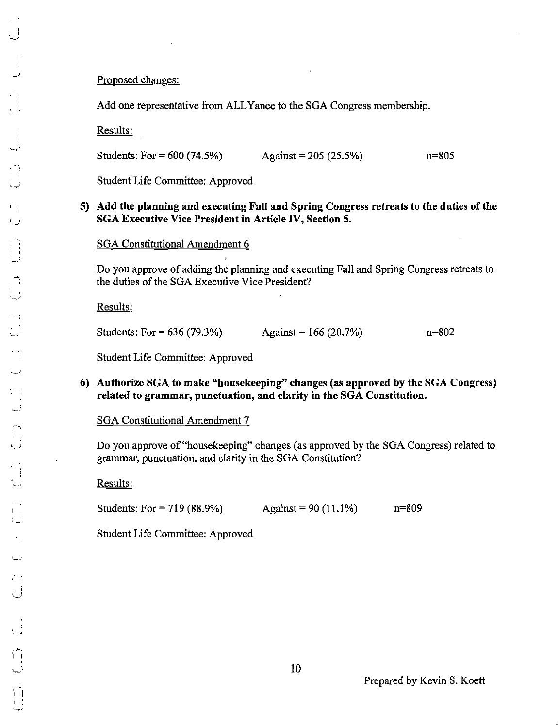Proposed changes:

Add one representative from ALLYance to the SGA Congress membership.

Results:

Students: For = 600 (74.5%)   Against = 205 (25.5%)   n=805

Student Life Committee: Approved

**5) Add the planning and executing Fall and Spring Congress retreats to the duties of the SGA Executive Vice President in Article IV, Section 5.**

SGA Constitutional Amendment 6

Do you approve of adding the planning and executing Fall and Spring Congress retreats to the duties of the SGA Executive Vice President?

Results:

Students: For = 636 (79.3%)   Against = 166 (20.7%)   n=802

Student Life Committee: Approved

**6) Authorize SGA to make "housekeeping" changes (as approved by the SGA Congress) related to grammar, punctuation, and clarity in the SGA Constitution.**

SGA Constitutional Amendment 7

Do you approve of "housekeeping" changes (as approved by the SGA Congress) related to grammar, punctuation, and clarity in the SGA Constitution?

Results:

Students: For = 719 (88.9%)   Against = 90 (11.1%)   n=809

Student Life Committee: Approved

Prepared by Kevin S. Koett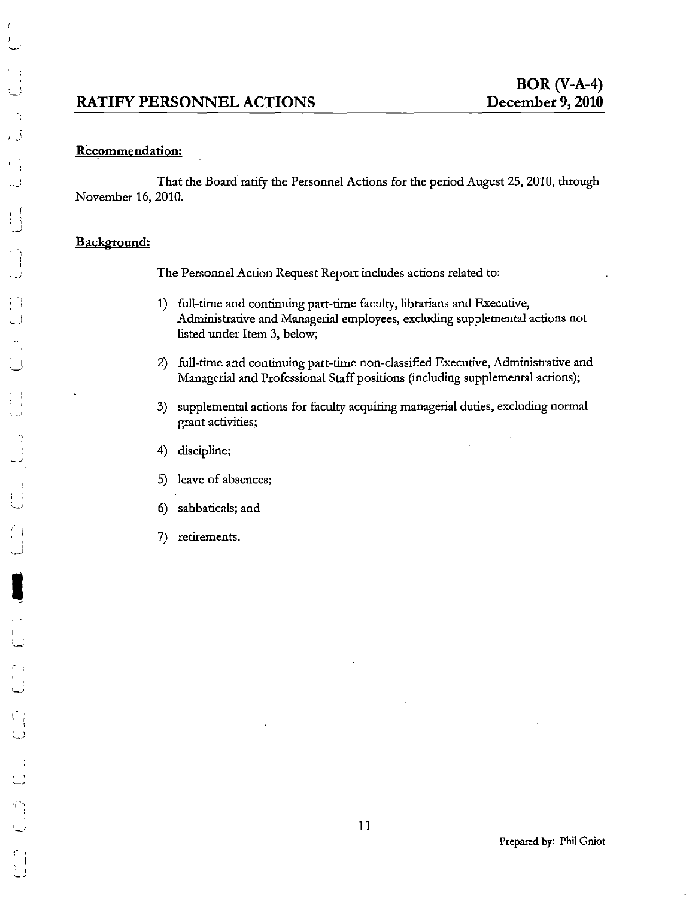# RATIFY PERSONNEL ACTIONS

**BOR (V-A-4)**
**December 9, 2010**

## Recommendation:

That the Board ratify the Personnel Actions for the period August 25, 2010, through November 16, 2010.

## Background:

The Personnel Action Request Report includes actions related to:

1) full-time and continuing part-time faculty, librarians and Executive, Administrative and Managerial employees, excluding supplemental actions not listed under Item 3, below;

2) full-time and continuing part-time non-classified Executive, Administrative and Managerial and Professional Staff positions (including supplemental actions);

3) supplemental actions for faculty acquiring managerial duties, excluding normal grant activities;

4) discipline;

5) leave of absences;

6) sabbaticals; and

7) retirements.

Prepared by: Phil Gniot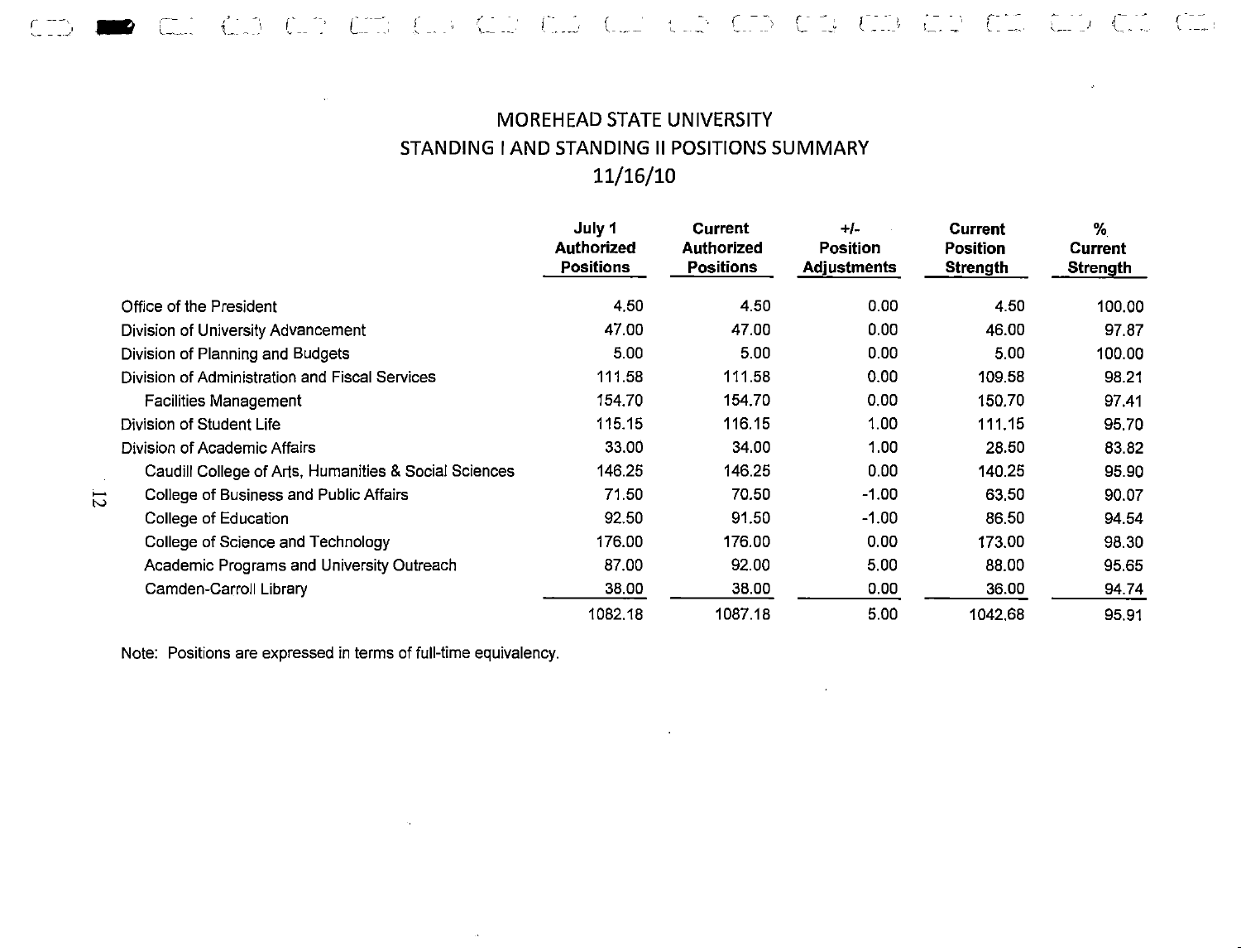# MOREHEAD STATE UNIVERSITY

## STANDING I AND STANDING II POSITIONS SUMMARY

## 11/16/10

| | July 1 Authorized Positions | Current Authorized Positions | +/- Position Adjustments | Current Position Strength | % Current Strength |
|---|---|---|---|---|---|
| Office of the President | 4.50 | 4.50 | 0.00 | 4.50 | 100.00 |
| Division of University Advancement | 47.00 | 47.00 | 0.00 | 46.00 | 97.87 |
| Division of Planning and Budgets | 5.00 | 5.00 | 0.00 | 5.00 | 100.00 |
| Division of Administration and Fiscal Services | 111.58 | 111.58 | 0.00 | 109.58 | 98.21 |
| Facilities Management | 154.70 | 154.70 | 0.00 | 150.70 | 97.41 |
| Division of Student Life | 115.15 | 116.15 | 1.00 | 111.15 | 95.70 |
| Division of Academic Affairs | 33.00 | 34.00 | 1.00 | 28.50 | 83.82 |
| Caudill College of Arts, Humanities & Social Sciences | 146.25 | 146.25 | 0.00 | 140.25 | 95.90 |
| College of Business and Public Affairs | 71.50 | 70.50 | -1.00 | 63.50 | 90.07 |
| College of Education | 92.50 | 91.50 | -1.00 | 86.50 | 94.54 |
| College of Science and Technology | 176.00 | 176.00 | 0.00 | 173.00 | 98.30 |
| Academic Programs and University Outreach | 87.00 | 92.00 | 5.00 | 88.00 | 95.65 |
| Camden-Carroll Library | 38.00 | 38.00 | 0.00 | 36.00 | 94.74 |
| | 1082.18 | 1087.18 | 5.00 | 1042.68 | 95.91 |

Note: Positions are expressed in terms of full-time equivalency.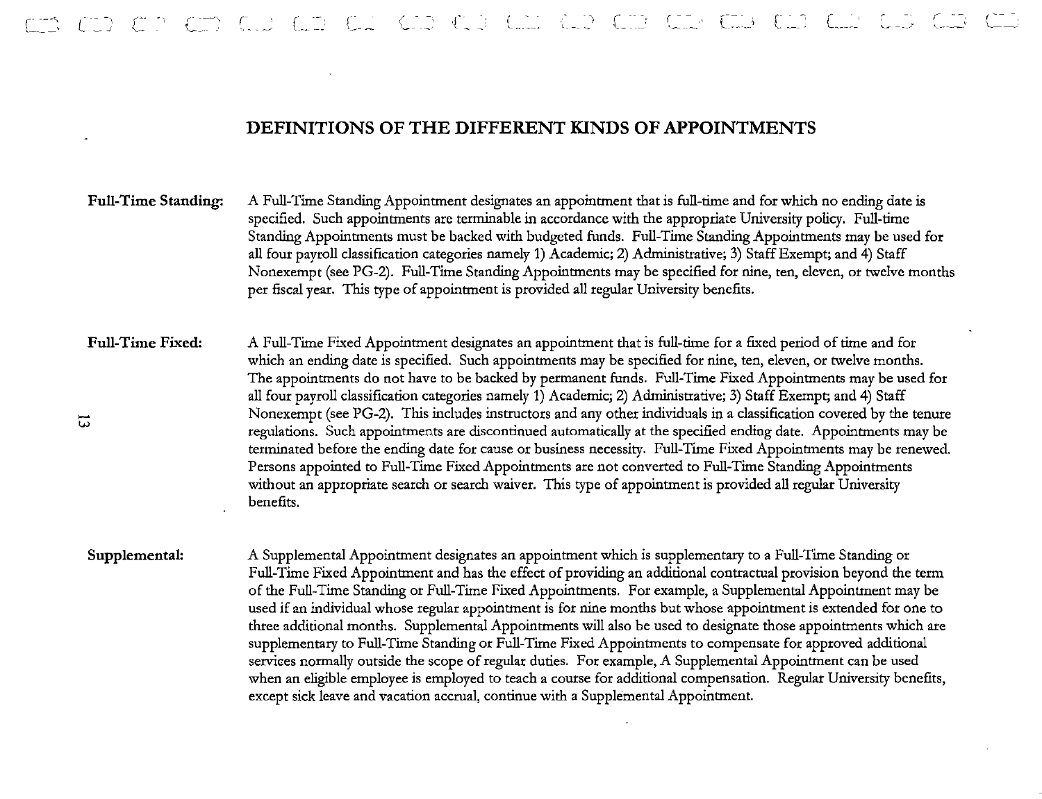## DEFINITIONS OF THE DIFFERENT KINDS OF APPOINTMENTS

**Full-Time Standing:** A Full-Time Standing Appointment designates an appointment that is full-time and for which no ending date is specified. Such appointments are terminable in accordance with the appropriate University policy. Full-time Standing Appointments must be backed with budgeted funds. Full-Time Standing Appointments may be used for all four payroll classification categories namely 1) Academic; 2) Administrative; 3) Staff Exempt; and 4) Staff Nonexempt (see PG-2). Full-Time Standing Appointments may be specified for nine, ten, eleven, or twelve months per fiscal year. This type of appointment is provided all regular University benefits.

**Full-Time Fixed:** A Full-Time Fixed Appointment designates an appointment that is full-time for a fixed period of time and for which an ending date is specified. Such appointments may be specified for nine, ten, eleven, or twelve months. The appointments do not have to be backed by permanent funds. Full-Time Fixed Appointments may be used for all four payroll classification categories namely 1) Academic; 2) Administrative; 3) Staff Exempt; and 4) Staff Nonexempt (see PG-2). This includes instructors and any other individuals in a classification covered by the tenure regulations. Such appointments are discontinued automatically at the specified ending date. Appointments may be terminated before the ending date for cause or business necessity. Full-Time Fixed Appointments may be renewed. Persons appointed to Full-Time Fixed Appointments are not converted to Full-Time Standing Appointments without an appropriate search or search waiver. This type of appointment is provided all regular University benefits.

**Supplemental:** A Supplemental Appointment designates an appointment which is supplementary to a Full-Time Standing or Full-Time Fixed Appointment and has the effect of providing an additional contractual provision beyond the term of the Full-Time Standing or Full-Time Fixed Appointments. For example, a Supplemental Appointment may be used if an individual whose regular appointment is for nine months but whose appointment is extended for one to three additional months. Supplemental Appointments will also be used to designate those appointments which are supplementary to Full-Time Standing or Full-Time Fixed Appointments to compensate for approved additional services normally outside the scope of regular duties. For example, A Supplemental Appointment can be used when an eligible employee is employed to teach a course for additional compensation. Regular University benefits, except sick leave and vacation accrual, continue with a Supplemental Appointment.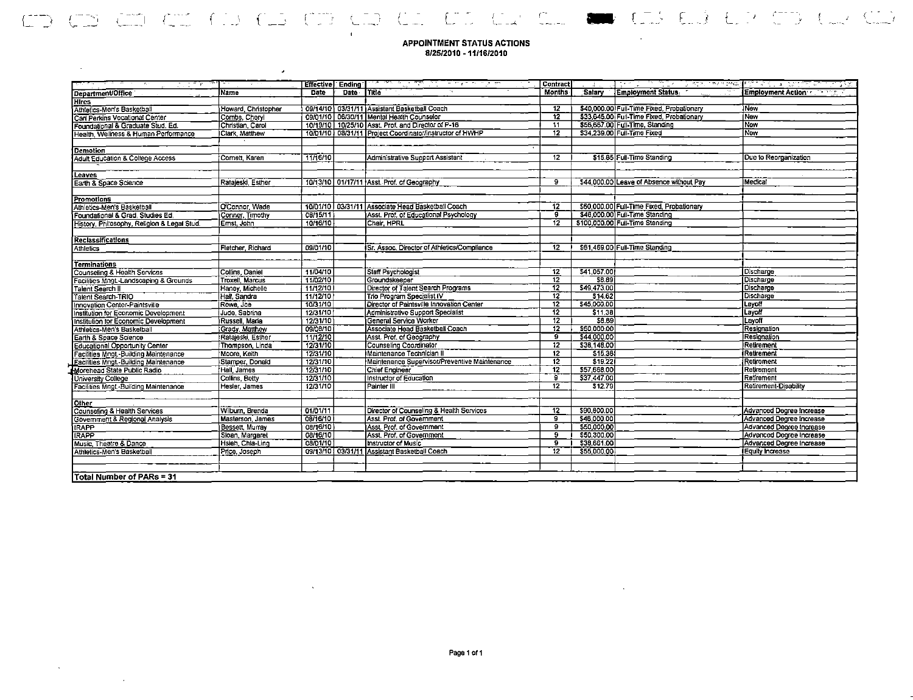# APPOINTMENT STATUS ACTIONS

8/25/2010 - 11/16/2010

| Department/Office | Name | Effective Date | Ending Date | Title | Contract Months | Salary | Employment Status | Employment Action |
|---|---|---|---|---|---|---|---|---|
| **Hires** | | | | | | | | |
| Athletics-Men's Basketball | Howard, Christopher | 09/14/10 | 03/31/11 | Assistant Basketball Coach | 12 | $40,000.00 | Full-Time Fixed, Probationary | New |
| Carl Perkins Vocational Center | Combs, Cheryl | 09/01/10 | 06/30/11 | Mental Health Counselor | 12 | $33,645.00 | Full-Time Fixed, Probationary | New |
| Foundational & Graduate Stud. Ed. | Christian, Carol | 10/19/10 | 10/25/10 | Asst. Prof. and Director of P-16 | 11 | $56,667.00 | Full-Time, Standing | New |
| Health, Wellness & Human Performance | Clark, Matthew | 10/01/10 | 08/31/11 | Project Coordinator/Instructor of HWHP | 12 | $34,239.00 | Full-Time Fixed | New |
| | | | | | | | | |
| **Demotion** | | | | | | | | |
| Adult Education & College Access | Cornett, Karen | 11/16/10 | | Administrative Support Assistant | 12 | $15.65 | Full-Time Standing | Due to Reorganization |
| | | | | | | | | |
| **Leaves** | | | | | | | | |
| Earth & Space Science | Ratajeski, Esther | 10/13/10 | 01/17/11 | Asst. Prof. of Geography | 9 | $44,000.00 | Leave of Absence without Pay | Medical |
| | | | | | | | | |
| **Promotions** | | | | | | | | |
| Athletics-Men's Basketball | O'Connor, Wade | 10/01/10 | 03/31/11 | Associate Head Basketball Coach | 12 | $60,000.00 | Full-Time Fixed, Probationary | |
| Foundational & Grad. Studies Ed. | Conner, Timothy | 08/15/11 | | Asst. Prof. of Educational Psychology | 9 | $46,000.00 | Full-Time Standing | |
| History, Philosophy, Religion & Legal Stud. | Ernst, John | 10/16/10 | | Chair, HPRL | 12 | $100,000.00 | Full-Time Standing | |
| | | | | | | | | |
| **Reclassifications** | | | | | | | | |
| Athletics | Fletcher, Richard | 09/01/10 | | Sr. Assoc. Director of Athletics/Compliance | 12 | $61,469.00 | Full-Time Standing | |
| | | | | | | | | |
| **Terminations** | | | | | | | | |
| Counseling & Health Services | Collins, Daniel | 11/04/10 | | Staff Psychologist | 12 | $41,057.00 | | Discharge |
| Facilities Mngt.-Landscaping & Grounds | Troxell, Marcus | 11/02/10 | | Groundskeeper | 12 | $8.89 | | Discharge |
| Talent Search II | Haney, Michelle | 11/12/10 | | Director of Talent Search Programs | 12 | $49,473.00 | | Discharge |
| Talent Search-TRIO | Hall, Sandra | 11/12/10 | | Trio Program Specialist IV | 12 | $14.62 | | Discharge |
| Innovation Center-Paintsville | Rowe, Joe | 10/31/10 | | Director of Paintsville Innovation Center | 12 | $45,000.00 | | Layoff |
| Institution for Economic Development | Jude, Sabrina | 12/31/10 | | Administrative Support Specialist | 12 | $11.38 | | Layoff |
| Institution for Economic Development | Russell, Maria | 12/31/10 | | General Service Worker | 12 | $8.69 | | Layoff |
| Athletics-Men's Basketball | Grady, Matthew | 09/08/10 | | Associate Head Basketball Coach | 12 | $60,000.00 | | Resignation |
| Earth & Space Science | Ratajeski, Esther | 11/12/10 | | Asst. Prof. of Geography | 9 | $44,000.00 | | Resignation |
| Educational Opportunity Center | Thompson, Linda | 12/31/10 | | Counseling Coordinator | 12 | $38,148.00 | | Retirement |
| Facilities Mngt.-Building Maintenance | Moore, Keith | 12/31/10 | | Maintenance Technician II | 12 | $15.38 | | Retirement |
| Facilities Mngt.-Building Maintenance | Stamper, Donald | 12/31/10 | | Maintenance Supervisor/Preventive Maintenance | 12 | $19.22 | | Retirement |
| Morehead State Public Radio | Hall, James | 12/31/10 | | Chief Engineer | 12 | $57,668.00 | | Retirement |
| University College | Collins, Betty | 12/31/10 | | Instructor of Education | 9 | $37,447.00 | | Retirement |
| Facilities Mngt.-Building Maintenance | Hesler, James | 12/31/10 | | Painter III | 12 | $12.79 | | Retirement-Disability |
| | | | | | | | | |
| **Other** | | | | | | | | |
| Counseling & Health Services | Wilburn, Brenda | 01/01/11 | | Director of Counseling & Health Services | 12 | $90,800.00 | | Advanced Degree Increase |
| Government & Regional Analysis | Masterson, James | 08/16/10 | | Asst. Prof. of Government | 9 | $46,000.00 | | Advanced Degree Increase |
| IRAPP | Bessett, Murray | 08/16/10 | | Asst. Prof. of Government | 9 | $50,000.00 | | Advanced Degree Increase |
| IRAPP | Sloan, Margaret | 08/16/10 | | Asst. Prof. of Government | 9 | $50,300.00 | | Advanced Degree Increase |
| Music, Theatre & Dance | Hsieh, Chia-Ling | 08/01/10 | | Instructor of Music | 9 | $38,661.00 | | Advanced Degree Increase |
| Athletics-Men's Basketball | Price, Joseph | 09/13/10 | 03/31/11 | Assistant Basketball Coach | 12 | $55,000.00 | | Equity Increase |
| | | | | | | | | |
| **Total Number of PARs = 31** | | | | | | | | |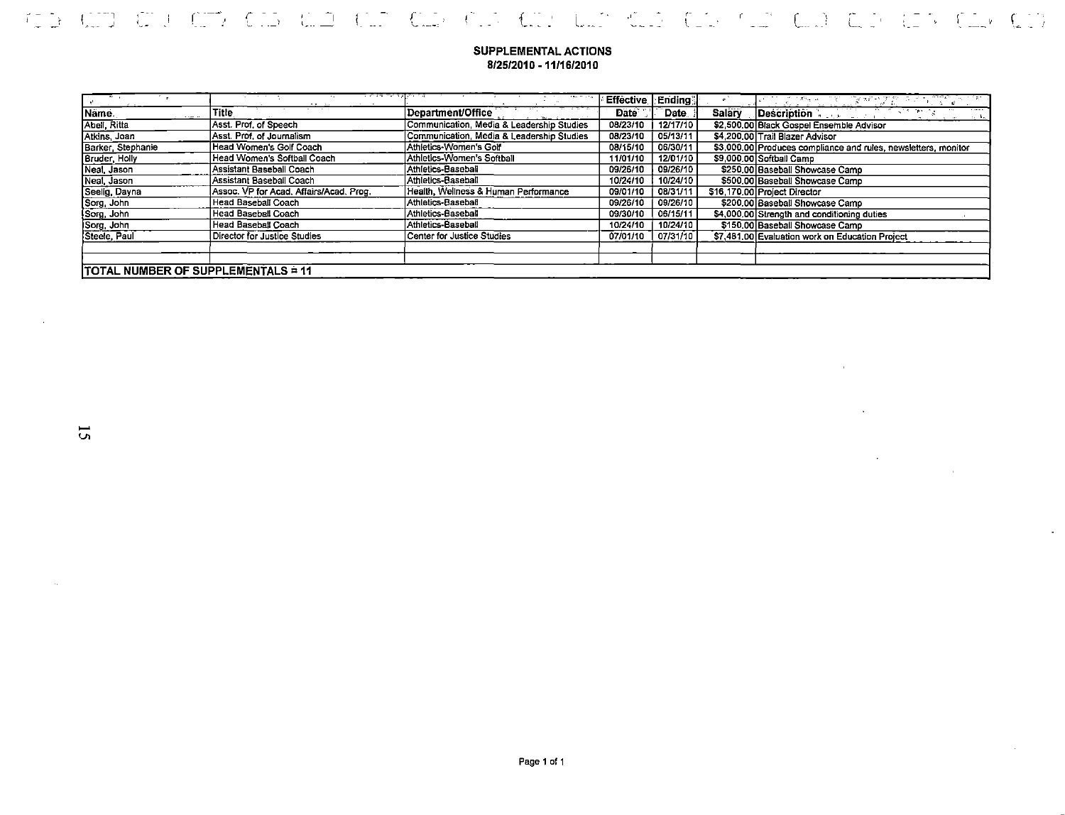# SUPPLEMENTAL ACTIONS
## 8/25/2010 - 11/16/2010

| Name | Title | Department/Office | Effective Date | Ending Date | Salary | Description |
|---|---|---|---|---|---|---|
| Abell, Ritta | Asst. Prof. of Speech | Communication, Media & Leadership Studies | 08/23/10 | 12/17/10 | $2,500.00 | Black Gospel Ensemble Advisor |
| Atkins, Joan | Asst. Prof. of Journalism | Communication, Media & Leadership Studies | 08/23/10 | 05/13/11 | $4,200.00 | Trail Blazer Advisor |
| Barker, Stephanie | Head Women's Golf Coach | Athletics-Women's Golf | 08/15/10 | 06/30/11 | $3,000.00 | Produces compliance and rules, newsletters, monitor |
| Bruder, Holly | Head Women's Softball Coach | Athletics-Women's Softball | 11/01/10 | 12/01/10 | $9,000.00 | Softball Camp |
| Neal, Jason | Assistant Baseball Coach | Athletics-Baseball | 09/26/10 | 09/26/10 | $250.00 | Baseball Showcase Camp |
| Neal, Jason | Assistant Baseball Coach | Athletics-Baseball | 10/24/10 | 10/24/10 | $500.00 | Baseball Showcase Camp |
| Seelig, Dayna | Assoc. VP for Acad. Affairs/Acad. Prog. | Health, Wellness & Human Performance | 09/01/10 | 08/31/11 | $16,170.00 | Project Director |
| Sorg, John | Head Baseball Coach | Athletics-Baseball | 09/26/10 | 09/26/10 | $200.00 | Baseball Showcase Camp |
| Sorg, John | Head Baseball Coach | Athletics-Baseball | 09/30/10 | 06/15/11 | $4,000.00 | Strength and conditioning duties |
| Sorg, John | Head Baseball Coach | Athletics-Baseball | 10/24/10 | 10/24/10 | $150.00 | Baseball Showcase Camp |
| Steele, Paul | Director for Justice Studies | Center for Justice Studies | 07/01/10 | 07/31/10 | $7,481.00 | Evaluation work on Education Project |
| | | | | | | |
| | | | | | | |
| **TOTAL NUMBER OF SUPPLEMENTALS = 11** | | | | | | |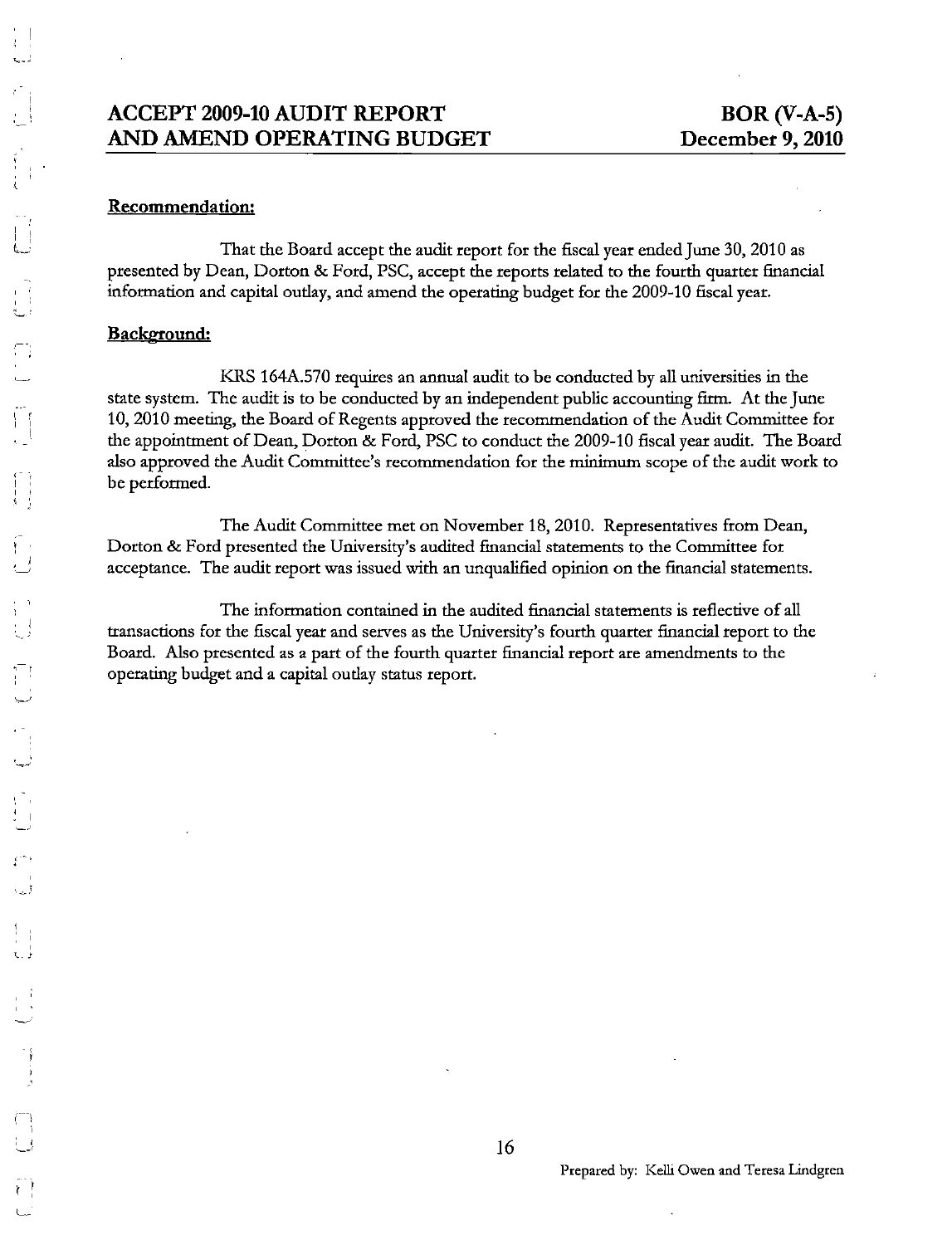## ACCEPT 2009-10 AUDIT REPORT AND AMEND OPERATING BUDGET

**BOR (V-A-5)**
**December 9, 2010**

**Recommendation:**

That the Board accept the audit report for the fiscal year ended June 30, 2010 as presented by Dean, Dorton & Ford, PSC, accept the reports related to the fourth quarter financial information and capital outlay, and amend the operating budget for the 2009-10 fiscal year.

**Background:**

KRS 164A.570 requires an annual audit to be conducted by all universities in the state system. The audit is to be conducted by an independent public accounting firm. At the June 10, 2010 meeting, the Board of Regents approved the recommendation of the Audit Committee for the appointment of Dean, Dorton & Ford, PSC to conduct the 2009-10 fiscal year audit. The Board also approved the Audit Committee's recommendation for the minimum scope of the audit work to be performed.

The Audit Committee met on November 18, 2010. Representatives from Dean, Dorton & Ford presented the University's audited financial statements to the Committee for acceptance. The audit report was issued with an unqualified opinion on the financial statements.

The information contained in the audited financial statements is reflective of all transactions for the fiscal year and serves as the University's fourth quarter financial report to the Board. Also presented as a part of the fourth quarter financial report are amendments to the operating budget and a capital outlay status report.

Prepared by: Kelli Owen and Teresa Lindgren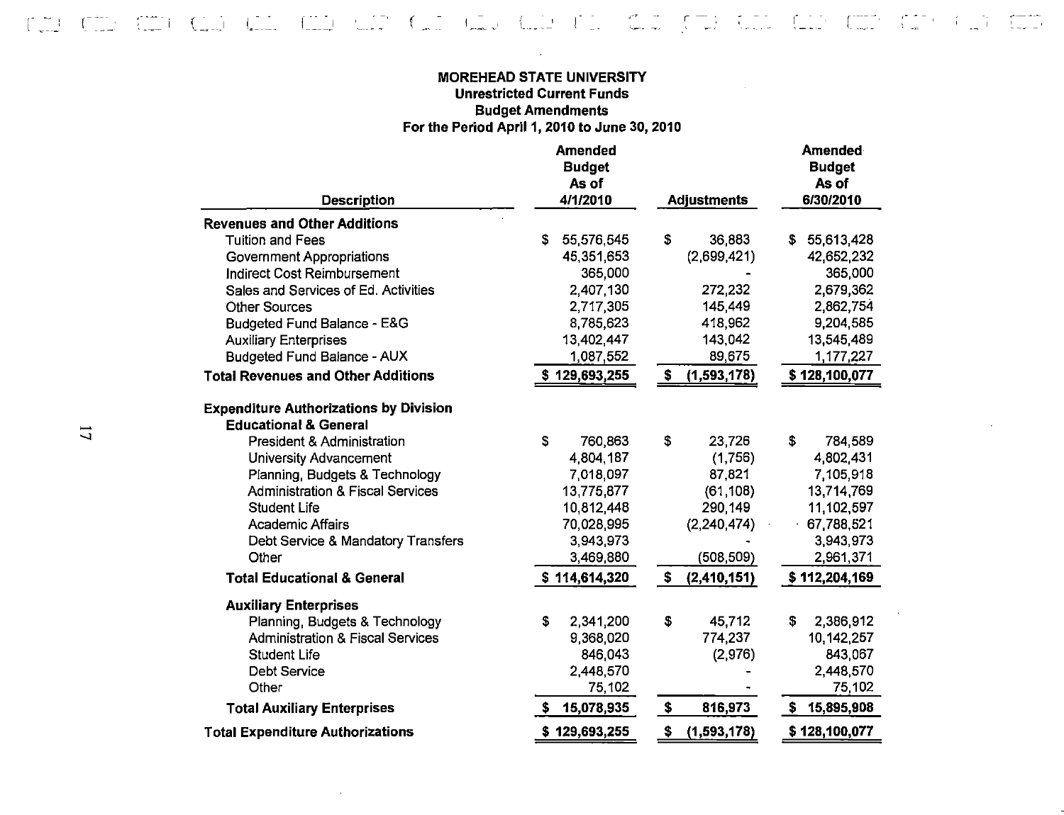**MOREHEAD STATE UNIVERSITY**
**Unrestricted Current Funds**
**Budget Amendments**
**For the Period April 1, 2010 to June 30, 2010**

| Description | Amended Budget As of 4/1/2010 | Adjustments | Amended Budget As of 6/30/2010 |
|---|---|---|---|
| **Revenues and Other Additions** | | | |
| Tuition and Fees | $ 55,576,545 | $ 36,883 | $ 55,613,428 |
| Government Appropriations | 45,351,653 | (2,699,421) | 42,652,232 |
| Indirect Cost Reimbursement | 365,000 | - | 365,000 |
| Sales and Services of Ed. Activities | 2,407,130 | 272,232 | 2,679,362 |
| Other Sources | 2,717,305 | 145,449 | 2,862,754 |
| Budgeted Fund Balance - E&G | 8,785,623 | 418,962 | 9,204,585 |
| Auxiliary Enterprises | 13,402,447 | 143,042 | 13,545,489 |
| Budgeted Fund Balance - AUX | 1,087,552 | 89,675 | 1,177,227 |
| **Total Revenues and Other Additions** | **$ 129,693,255** | **$ (1,593,178)** | **$ 128,100,077** |
| **Expenditure Authorizations by Division** | | | |
| **Educational & General** | | | |
| President & Administration | $ 760,863 | $ 23,726 | $ 784,589 |
| University Advancement | 4,804,187 | (1,756) | 4,802,431 |
| Planning, Budgets & Technology | 7,018,097 | 87,821 | 7,105,918 |
| Administration & Fiscal Services | 13,775,877 | (61,108) | 13,714,769 |
| Student Life | 10,812,448 | 290,149 | 11,102,597 |
| Academic Affairs | 70,028,995 | (2,240,474) | 67,788,521 |
| Debt Service & Mandatory Transfers | 3,943,973 | - | 3,943,973 |
| Other | 3,469,880 | (508,509) | 2,961,371 |
| **Total Educational & General** | **$ 114,614,320** | **$ (2,410,151)** | **$ 112,204,169** |
| **Auxiliary Enterprises** | | | |
| Planning, Budgets & Technology | $ 2,341,200 | $ 45,712 | $ 2,386,912 |
| Administration & Fiscal Services | 9,368,020 | 774,237 | 10,142,257 |
| Student Life | 846,043 | (2,976) | 843,067 |
| Debt Service | 2,448,570 | - | 2,448,570 |
| Other | 75,102 | - | 75,102 |
| **Total Auxiliary Enterprises** | **$ 15,078,935** | **$ 816,973** | **$ 15,895,908** |
| **Total Expenditure Authorizations** | **$ 129,693,255** | **$ (1,593,178)** | **$ 128,100,077** |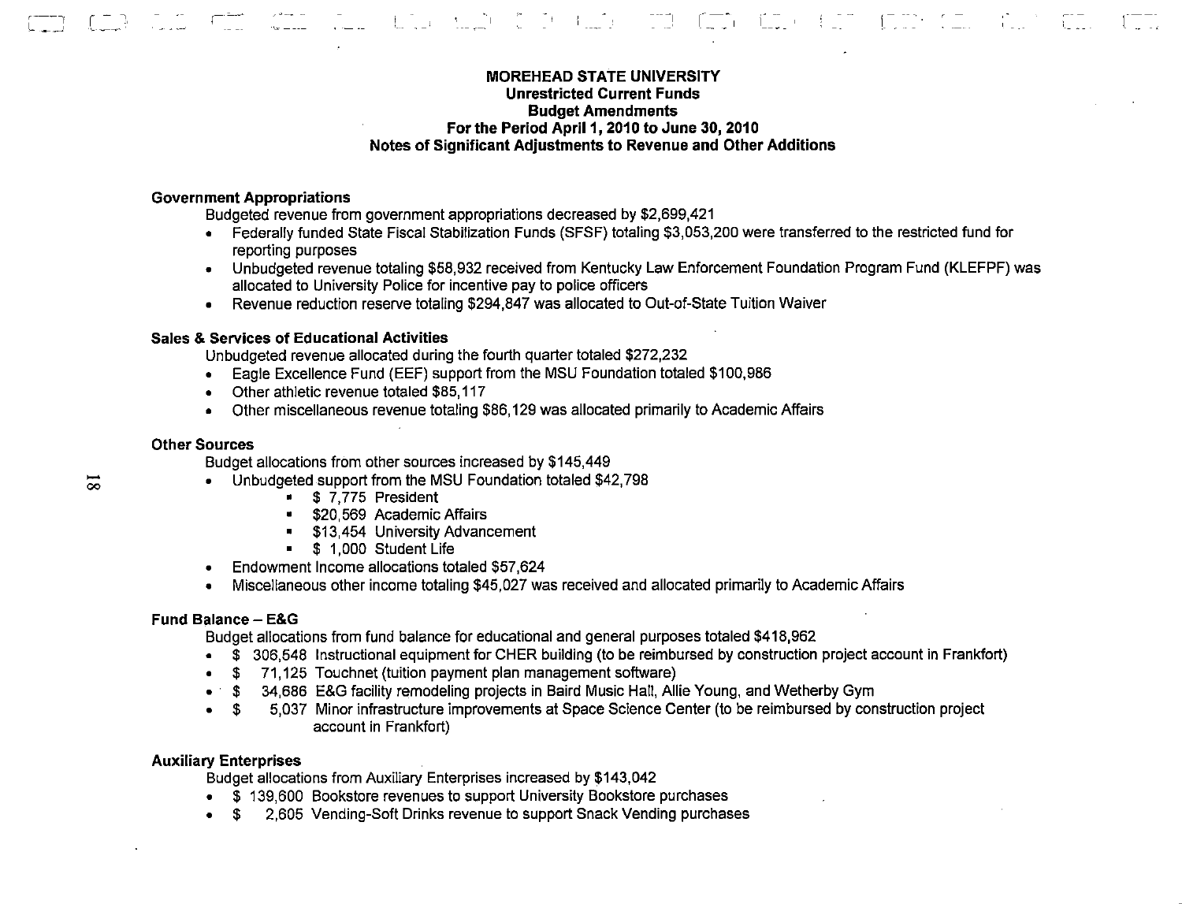**MOREHEAD STATE UNIVERSITY**
**Unrestricted Current Funds**
**Budget Amendments**
**For the Period April 1, 2010 to June 30, 2010**
**Notes of Significant Adjustments to Revenue and Other Additions**

**Government Appropriations**

Budgeted revenue from government appropriations decreased by $2,699,421

- Federally funded State Fiscal Stabilization Funds (SFSF) totaling $3,053,200 were transferred to the restricted fund for reporting purposes
- Unbudgeted revenue totaling $58,932 received from Kentucky Law Enforcement Foundation Program Fund (KLEFPF) was allocated to University Police for incentive pay to police officers
- Revenue reduction reserve totaling $294,847 was allocated to Out-of-State Tuition Waiver

**Sales & Services of Educational Activities**

Unbudgeted revenue allocated during the fourth quarter totaled $272,232

- Eagle Excellence Fund (EEF) support from the MSU Foundation totaled $100,986
- Other athletic revenue totaled $85,117
- Other miscellaneous revenue totaling $86,129 was allocated primarily to Academic Affairs

**Other Sources**

Budget allocations from other sources increased by $145,449

- Unbudgeted support from the MSU Foundation totaled $42,798
  - $ 7,775 President
  - $20,569 Academic Affairs
  - $13,454 University Advancement
  - $ 1,000 Student Life
- Endowment Income allocations totaled $57,624
- Miscellaneous other income totaling $45,027 was received and allocated primarily to Academic Affairs

**Fund Balance – E&G**

Budget allocations from fund balance for educational and general purposes totaled $418,962

- $ 306,548 Instructional equipment for CHER building (to be reimbursed by construction project account in Frankfort)
- $ 71,125 Touchnet (tuition payment plan management software)
- $ 34,686 E&G facility remodeling projects in Baird Music Hall, Allie Young, and Wetherby Gym
- $ 5,037 Minor infrastructure improvements at Space Science Center (to be reimbursed by construction project account in Frankfort)

**Auxiliary Enterprises**

Budget allocations from Auxiliary Enterprises increased by $143,042

- $ 139,600 Bookstore revenues to support University Bookstore purchases
- $ 2,605 Vending-Soft Drinks revenue to support Snack Vending purchases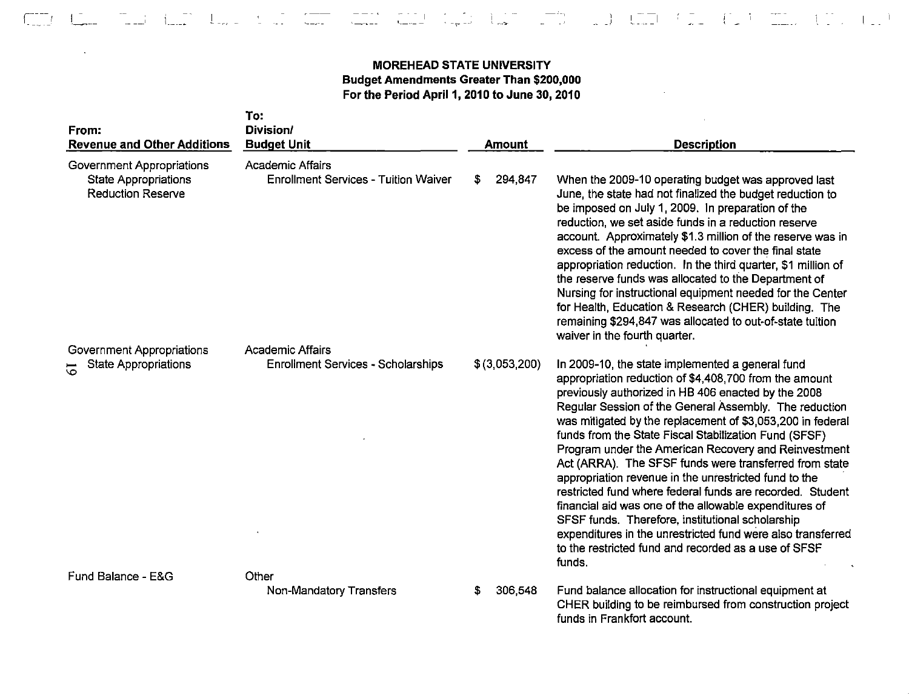**MOREHEAD STATE UNIVERSITY**
**Budget Amendments Greater Than $200,000**
**For the Period April 1, 2010 to June 30, 2010**

| From: Revenue and Other Additions | To: Division/ Budget Unit | Amount | Description |
|---|---|---|---|
| Government Appropriations<br>State Appropriations<br>Reduction Reserve | Academic Affairs<br>Enrollment Services - Tuition Waiver | $ 294,847 | When the 2009-10 operating budget was approved last June, the state had not finalized the budget reduction to be imposed on July 1, 2009. In preparation of the reduction, we set aside funds in a reduction reserve account. Approximately $1.3 million of the reserve was in excess of the amount needed to cover the final state appropriation reduction. In the third quarter, $1 million of the reserve funds was allocated to the Department of Nursing for instructional equipment needed for the Center for Health, Education & Research (CHER) building. The remaining $294,847 was allocated to out-of-state tuition waiver in the fourth quarter. |
| Government Appropriations<br>State Appropriations | Academic Affairs<br>Enrollment Services - Scholarships | $ (3,053,200) | In 2009-10, the state implemented a general fund appropriation reduction of $4,408,700 from the amount previously authorized in HB 406 enacted by the 2008 Regular Session of the General Assembly. The reduction was mitigated by the replacement of $3,053,200 in federal funds from the State Fiscal Stabilization Fund (SFSF) Program under the American Recovery and Reinvestment Act (ARRA). The SFSF funds were transferred from state appropriation revenue in the unrestricted fund to the restricted fund where federal funds are recorded. Student financial aid was one of the allowable expenditures of SFSF funds. Therefore, institutional scholarship expenditures in the unrestricted fund were also transferred to the restricted fund and recorded as a use of SFSF funds. |
| Fund Balance - E&G | Other<br>Non-Mandatory Transfers | $ 306,548 | Fund balance allocation for instructional equipment at CHER building to be reimbursed from construction project funds in Frankfort account. |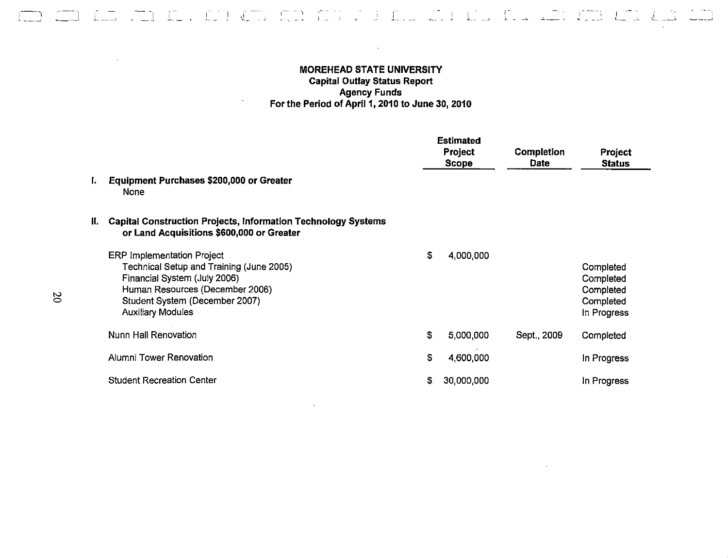**MOREHEAD STATE UNIVERSITY**
**Capital Outlay Status Report**
**Agency Funds**
**For the Period of April 1, 2010 to June 30, 2010**

| | Estimated Project Scope | Completion Date | Project Status |
|---|---|---|---|
| **I. Equipment Purchases $200,000 or Greater** | | | |
| None | | | |
| **II. Capital Construction Projects, Information Technology Systems or Land Acquisitions $600,000 or Greater** | | | |
| ERP Implementation Project | $ 4,000,000 | | |
| Technical Setup and Training (June 2005) | | | Completed |
| Financial System (July 2006) | | | Completed |
| Human Resources (December 2006) | | | Completed |
| Student System (December 2007) | | | Completed |
| Auxiliary Modules | | | In Progress |
| Nunn Hall Renovation | $ 5,000,000 | Sept., 2009 | Completed |
| Alumni Tower Renovation | $ 4,600,000 | | In Progress |
| Student Recreation Center | $ 30,000,000 | | In Progress |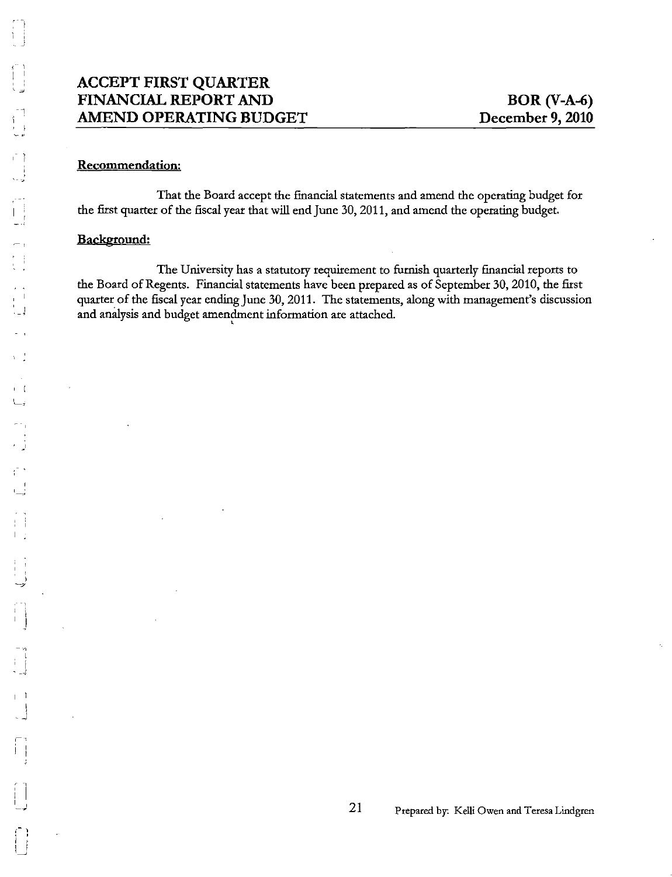# ACCEPT FIRST QUARTER FINANCIAL REPORT AND AMEND OPERATING BUDGET

**BOR (V-A-6)**
**December 9, 2010**

## Recommendation:

That the Board accept the financial statements and amend the operating budget for the first quarter of the fiscal year that will end June 30, 2011, and amend the operating budget.

## Background:

The University has a statutory requirement to furnish quarterly financial reports to the Board of Regents. Financial statements have been prepared as of September 30, 2010, the first quarter of the fiscal year ending June 30, 2011. The statements, along with management's discussion and analysis and budget amendment information are attached.

Prepared by: Kelli Owen and Teresa Lindgren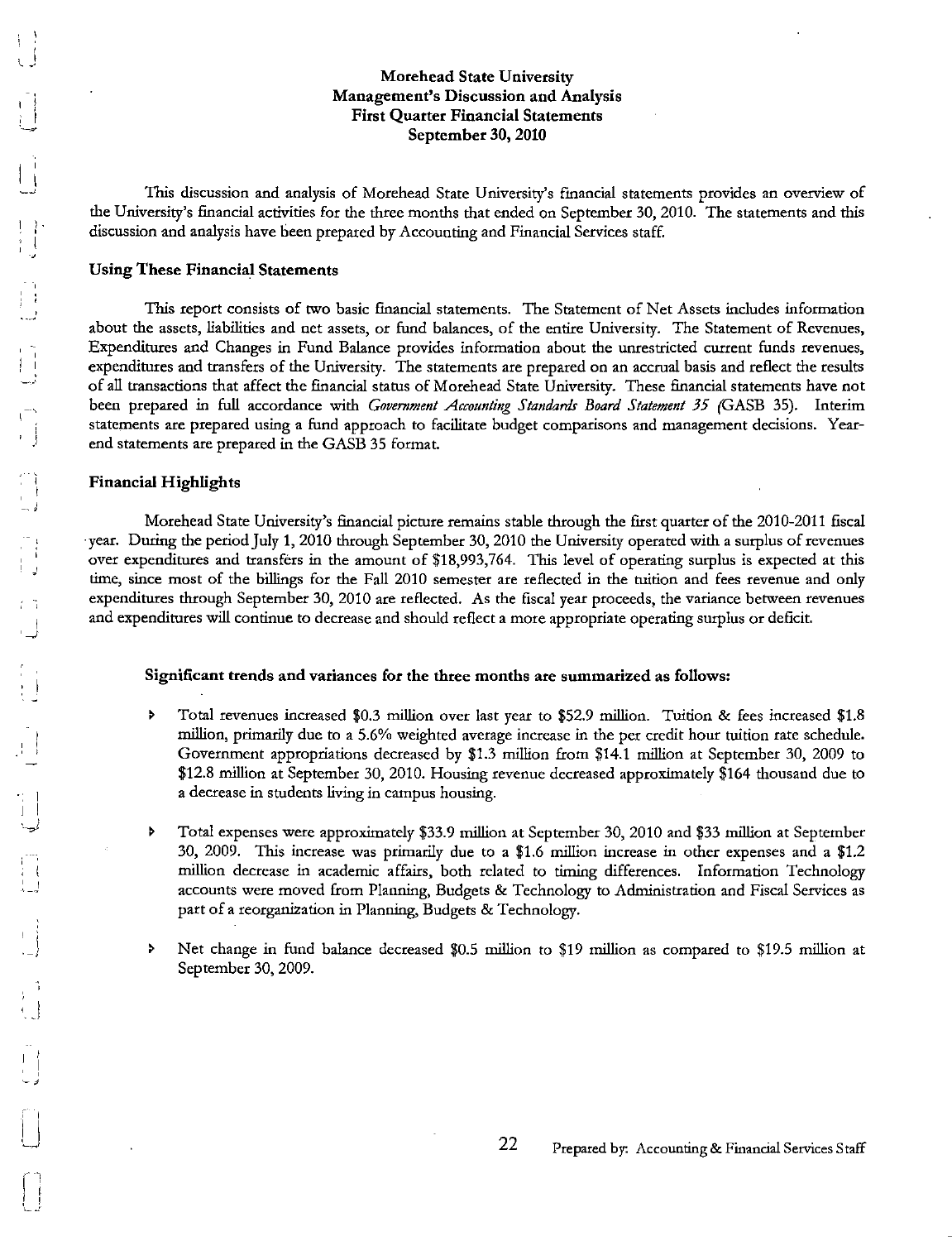# Morehead State University
## Management's Discussion and Analysis
## First Quarter Financial Statements
## September 30, 2010

This discussion and analysis of Morehead State University's financial statements provides an overview of the University's financial activities for the three months that ended on September 30, 2010. The statements and this discussion and analysis have been prepared by Accounting and Financial Services staff.

### Using These Financial Statements

This report consists of two basic financial statements. The Statement of Net Assets includes information about the assets, liabilities and net assets, or fund balances, of the entire University. The Statement of Revenues, Expenditures and Changes in Fund Balance provides information about the unrestricted current funds revenues, expenditures and transfers of the University. The statements are prepared on an accrual basis and reflect the results of all transactions that affect the financial status of Morehead State University. These financial statements have not been prepared in full accordance with *Government Accounting Standards Board Statement 35* (GASB 35). Interim statements are prepared using a fund approach to facilitate budget comparisons and management decisions. Year-end statements are prepared in the GASB 35 format.

### Financial Highlights

Morehead State University's financial picture remains stable through the first quarter of the 2010-2011 fiscal year. During the period July 1, 2010 through September 30, 2010 the University operated with a surplus of revenues over expenditures and transfers in the amount of $18,993,764. This level of operating surplus is expected at this time, since most of the billings for the Fall 2010 semester are reflected in the tuition and fees revenue and only expenditures through September 30, 2010 are reflected. As the fiscal year proceeds, the variance between revenues and expenditures will continue to decrease and should reflect a more appropriate operating surplus or deficit.

**Significant trends and variances for the three months are summarized as follows:**

- Total revenues increased $0.3 million over last year to $52.9 million. Tuition & fees increased $1.8 million, primarily due to a 5.6% weighted average increase in the per credit hour tuition rate schedule. Government appropriations decreased by $1.3 million from $14.1 million at September 30, 2009 to $12.8 million at September 30, 2010. Housing revenue decreased approximately $164 thousand due to a decrease in students living in campus housing.

- Total expenses were approximately $33.9 million at September 30, 2010 and $33 million at September 30, 2009. This increase was primarily due to a $1.6 million increase in other expenses and a $1.2 million decrease in academic affairs, both related to timing differences. Information Technology accounts were moved from Planning, Budgets & Technology to Administration and Fiscal Services as part of a reorganization in Planning, Budgets & Technology.

- Net change in fund balance decreased $0.5 million to $19 million as compared to $19.5 million at September 30, 2009.

Prepared by: Accounting & Financial Services Staff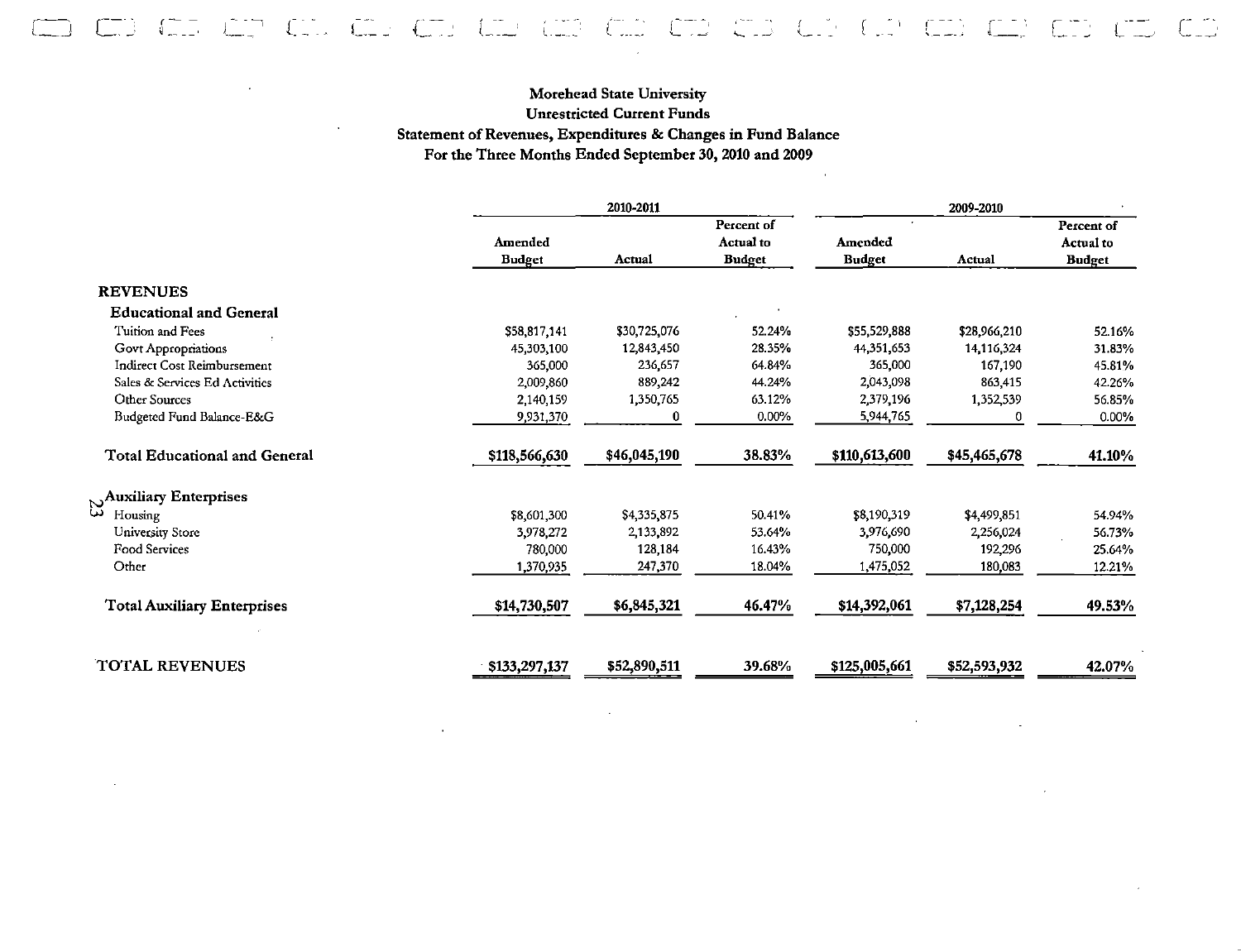**Morehead State University**
**Unrestricted Current Funds**
**Statement of Revenues, Expenditures & Changes in Fund Balance**
**For the Three Months Ended September 30, 2010 and 2009**

| | 2010-2011 | | | 2009-2010 | | |
|---|---|---|---|---|---|---|
| | Amended Budget | Actual | Percent of Actual to Budget | Amended Budget | Actual | Percent of Actual to Budget |
| **REVENUES** | | | | | | |
| **Educational and General** | | | | | | |
| Tuition and Fees | $58,817,141 | $30,725,076 | 52.24% | $55,529,888 | $28,966,210 | 52.16% |
| Govt Appropriations | 45,303,100 | 12,843,450 | 28.35% | 44,351,653 | 14,116,324 | 31.83% |
| Indirect Cost Reimbursement | 365,000 | 236,657 | 64.84% | 365,000 | 167,190 | 45.81% |
| Sales & Services Ed Activities | 2,009,860 | 889,242 | 44.24% | 2,043,098 | 863,415 | 42.26% |
| Other Sources | 2,140,159 | 1,350,765 | 63.12% | 2,379,196 | 1,352,539 | 56.85% |
| Budgeted Fund Balance-E&G | 9,931,370 | 0 | 0.00% | 5,944,765 | 0 | 0.00% |
| **Total Educational and General** | **$118,566,630** | **$46,045,190** | **38.83%** | **$110,613,600** | **$45,465,678** | **41.10%** |
| **Auxiliary Enterprises** | | | | | | |
| Housing | $8,601,300 | $4,335,875 | 50.41% | $8,190,319 | $4,499,851 | 54.94% |
| University Store | 3,978,272 | 2,133,892 | 53.64% | 3,976,690 | 2,256,024 | 56.73% |
| Food Services | 780,000 | 128,184 | 16.43% | 750,000 | 192,296 | 25.64% |
| Other | 1,370,935 | 247,370 | 18.04% | 1,475,052 | 180,083 | 12.21% |
| **Total Auxiliary Enterprises** | **$14,730,507** | **$6,845,321** | **46.47%** | **$14,392,061** | **$7,128,254** | **49.53%** |
| **TOTAL REVENUES** | **$133,297,137** | **$52,890,511** | **39.68%** | **$125,005,661** | **$52,593,932** | **42.07%** |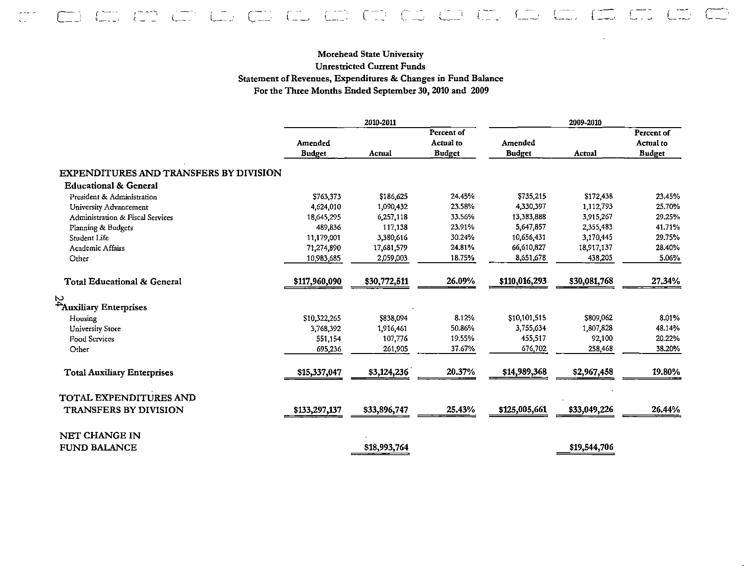# Morehead State University
## Unrestricted Current Funds
## Statement of Revenues, Expenditures & Changes in Fund Balance
## For the Three Months Ended September 30, 2010 and 2009

| | 2010-2011 | | | 2009-2010 | | |
|---|---|---|---|---|---|---|
| | Amended Budget | Actual | Percent of Actual to Budget | Amended Budget | Actual | Percent of Actual to Budget |
| **EXPENDITURES AND TRANSFERS BY DIVISION** | | | | | | |
| **Educational & General** | | | | | | |
| President & Administration | $763,373 | $186,625 | 24.45% | $735,215 | $172,438 | 23.45% |
| University Advancement | 4,624,010 | 1,090,432 | 23.58% | 4,330,397 | 1,112,793 | 25.70% |
| Administration & Fiscal Services | 18,645,295 | 6,257,118 | 33.56% | 13,383,888 | 3,915,267 | 29.25% |
| Planning & Budgets | 489,836 | 117,138 | 23.91% | 5,647,857 | 2,355,483 | 41.71% |
| Student Life | 11,179,001 | 3,380,616 | 30.24% | 10,656,431 | 3,170,445 | 29.75% |
| Academic Affairs | 71,274,890 | 17,681,579 | 24.81% | 66,610,827 | 18,917,137 | 28.40% |
| Other | 10,983,685 | 2,059,003 | 18.75% | 8,651,678 | 438,205 | 5.06% |
| **Total Educational & General** | **$117,960,090** | **$30,772,511** | **26.09%** | **$110,016,293** | **$30,081,768** | **27.34%** |
| **Auxiliary Enterprises** | | | | | | |
| Housing | $10,322,265 | $838,094 | 8.12% | $10,101,515 | $809,062 | 8.01% |
| University Store | 3,768,392 | 1,916,461 | 50.86% | 3,755,634 | 1,807,828 | 48.14% |
| Food Services | 551,154 | 107,776 | 19.55% | 455,517 | 92,100 | 20.22% |
| Other | 695,236 | 261,905 | 37.67% | 676,702 | 258,468 | 38.20% |
| **Total Auxiliary Enterprises** | **$15,337,047** | **$3,124,236** | **20.37%** | **$14,989,368** | **$2,967,458** | **19.80%** |
| **TOTAL EXPENDITURES AND TRANSFERS BY DIVISION** | **$133,297,137** | **$33,896,747** | **25.43%** | **$125,005,661** | **$33,049,226** | **26.44%** |
| **NET CHANGE IN FUND BALANCE** | | **$18,993,764** | | | **$19,544,706** | |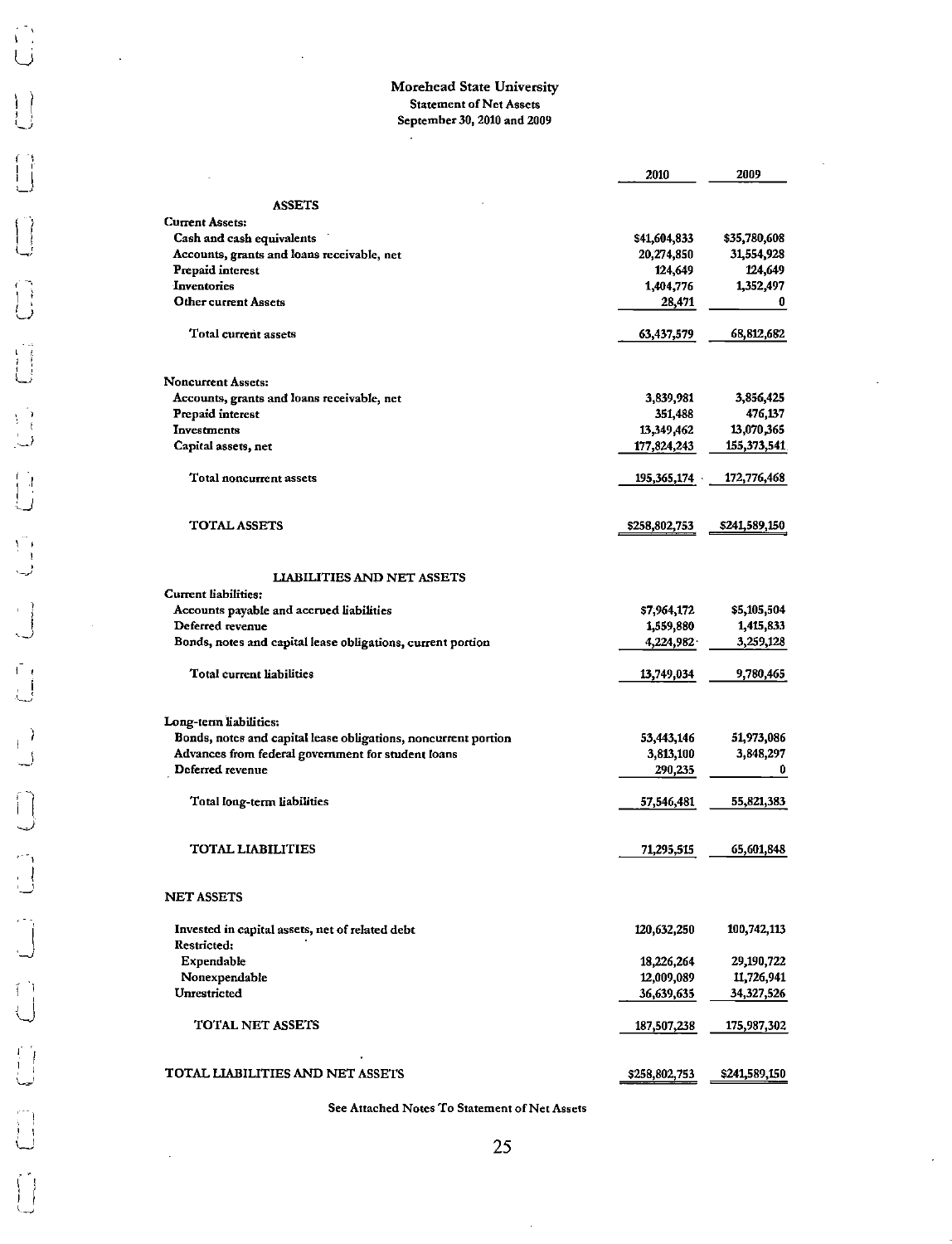# Morehead State University

## Statement of Net Assets

### September 30, 2010 and 2009

| | 2010 | 2009 |
|---|---|---|
| **ASSETS** | | |
| Current Assets: | | |
| Cash and cash equivalents | $41,604,833 | $35,780,608 |
| Accounts, grants and loans receivable, net | 20,274,850 | 31,554,928 |
| Prepaid interest | 124,649 | 124,649 |
| Inventories | 1,404,776 | 1,352,497 |
| Other current Assets | 28,471 | 0 |
| Total current assets | 63,437,579 | 68,812,682 |
| Noncurrent Assets: | | |
| Accounts, grants and loans receivable, net | 3,839,981 | 3,856,425 |
| Prepaid interest | 351,488 | 476,137 |
| Investments | 13,349,462 | 13,070,365 |
| Capital assets, net | 177,824,243 | 155,373,541 |
| Total noncurrent assets | 195,365,174 | 172,776,468 |
| TOTAL ASSETS | $258,802,753 | $241,589,150 |
| **LIABILITIES AND NET ASSETS** | | |
| Current liabilities: | | |
| Accounts payable and accrued liabilities | $7,964,172 | $5,105,504 |
| Deferred revenue | 1,559,880 | 1,415,833 |
| Bonds, notes and capital lease obligations, current portion | 4,224,982 | 3,259,128 |
| Total current liabilities | 13,749,034 | 9,780,465 |
| Long-term liabilities: | | |
| Bonds, notes and capital lease obligations, noncurrent portion | 53,443,146 | 51,973,086 |
| Advances from federal government for student loans | 3,813,100 | 3,848,297 |
| Deferred revenue | 290,235 | 0 |
| Total long-term liabilities | 57,546,481 | 55,821,383 |
| TOTAL LIABILITIES | 71,295,515 | 65,601,848 |
| NET ASSETS | | |
| Invested in capital assets, net of related debt | 120,632,250 | 100,742,113 |
| Restricted: | | |
| Expendable | 18,226,264 | 29,190,722 |
| Nonexpendable | 12,009,089 | 11,726,941 |
| Unrestricted | 36,639,635 | 34,327,526 |
| TOTAL NET ASSETS | 187,507,238 | 175,987,302 |
| TOTAL LIABILITIES AND NET ASSETS | $258,802,753 | $241,589,150 |

See Attached Notes To Statement of Net Assets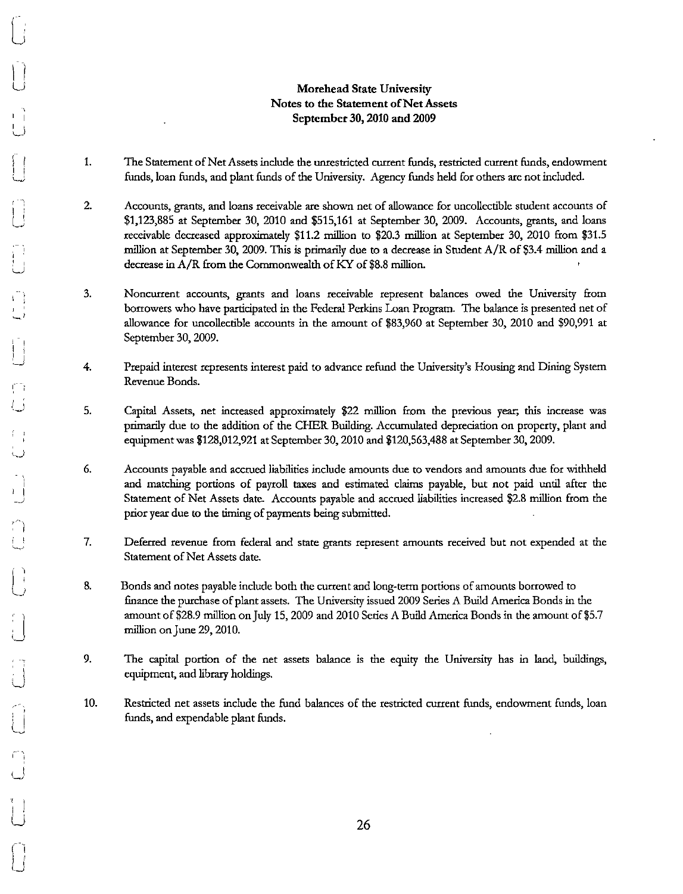**Morehead State University**
**Notes to the Statement of Net Assets**
**September 30, 2010 and 2009**

1. The Statement of Net Assets include the unrestricted current funds, restricted current funds, endowment funds, loan funds, and plant funds of the University. Agency funds held for others are not included.

2. Accounts, grants, and loans receivable are shown net of allowance for uncollectible student accounts of $1,123,885 at September 30, 2010 and $515,161 at September 30, 2009. Accounts, grants, and loans receivable decreased approximately $11.2 million to $20.3 million at September 30, 2010 from $31.5 million at September 30, 2009. This is primarily due to a decrease in Student A/R of $3.4 million and a decrease in A/R from the Commonwealth of KY of $8.8 million.

3. Noncurrent accounts, grants and loans receivable represent balances owed the University from borrowers who have participated in the Federal Perkins Loan Program. The balance is presented net of allowance for uncollectible accounts in the amount of $83,960 at September 30, 2010 and $90,991 at September 30, 2009.

4. Prepaid interest represents interest paid to advance refund the University's Housing and Dining System Revenue Bonds.

5. Capital Assets, net increased approximately $22 million from the previous year; this increase was primarily due to the addition of the CHER Building. Accumulated depreciation on property, plant and equipment was $128,012,921 at September 30, 2010 and $120,563,488 at September 30, 2009.

6. Accounts payable and accrued liabilities include amounts due to vendors and amounts due for withheld and matching portions of payroll taxes and estimated claims payable, but not paid until after the Statement of Net Assets date. Accounts payable and accrued liabilities increased $2.8 million from the prior year due to the timing of payments being submitted.

7. Deferred revenue from federal and state grants represent amounts received but not expended at the Statement of Net Assets date.

8. Bonds and notes payable include both the current and long-term portions of amounts borrowed to finance the purchase of plant assets. The University issued 2009 Series A Build America Bonds in the amount of $28.9 million on July 15, 2009 and 2010 Series A Build America Bonds in the amount of $5.7 million on June 29, 2010.

9. The capital portion of the net assets balance is the equity the University has in land, buildings, equipment, and library holdings.

10. Restricted net assets include the fund balances of the restricted current funds, endowment funds, loan funds, and expendable plant funds.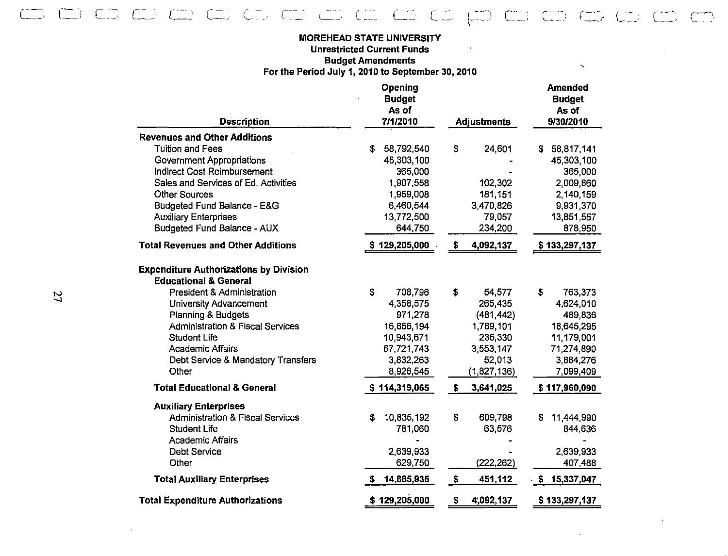**MOREHEAD STATE UNIVERSITY**
**Unrestricted Current Funds**
**Budget Amendments**
**For the Period July 1, 2010 to September 30, 2010**

| Description | Opening Budget As of 7/1/2010 | Adjustments | Amended Budget As of 9/30/2010 |
|---|---|---|---|
| **Revenues and Other Additions** | | | |
| Tuition and Fees | $ 58,792,540 | $ 24,601 | $ 58,817,141 |
| Government Appropriations | 45,303,100 | - | 45,303,100 |
| Indirect Cost Reimbursement | 365,000 | - | 365,000 |
| Sales and Services of Ed. Activities | 1,907,558 | 102,302 | 2,009,860 |
| Other Sources | 1,959,008 | 181,151 | 2,140,159 |
| Budgeted Fund Balance - E&G | 6,460,544 | 3,470,826 | 9,931,370 |
| Auxiliary Enterprises | 13,772,500 | 79,057 | 13,851,557 |
| Budgeted Fund Balance - AUX | 644,750 | 234,200 | 878,950 |
| **Total Revenues and Other Additions** | **$ 129,205,000** | **$ 4,092,137** | **$ 133,297,137** |
| | | | |
| **Expenditure Authorizations by Division** | | | |
| **Educational & General** | | | |
| President & Administration | $ 708,796 | $ 54,577 | $ 763,373 |
| University Advancement | 4,358,575 | 265,435 | 4,624,010 |
| Planning & Budgets | 971,278 | (481,442) | 489,836 |
| Administration & Fiscal Services | 16,856,194 | 1,789,101 | 18,645,295 |
| Student Life | 10,943,671 | 235,330 | 11,179,001 |
| Academic Affairs | 67,721,743 | 3,553,147 | 71,274,890 |
| Debt Service & Mandatory Transfers | 3,832,263 | 52,013 | 3,884,276 |
| Other | 8,926,545 | (1,827,136) | 7,099,409 |
| **Total Educational & General** | **$ 114,319,065** | **$ 3,641,025** | **$ 117,960,090** |
| | | | |
| **Auxiliary Enterprises** | | | |
| Administration & Fiscal Services | $ 10,835,192 | $ 609,798 | $ 11,444,990 |
| Student Life | 781,060 | 63,576 | 844,636 |
| Academic Affairs | - | - | - |
| Debt Service | 2,639,933 | - | 2,639,933 |
| Other | 629,750 | (222,262) | 407,488 |
| **Total Auxiliary Enterprises** | **$ 14,885,935** | **$ 451,112** | **$ 15,337,047** |
| | | | |
| **Total Expenditure Authorizations** | **$ 129,205,000** | **$ 4,092,137** | **$ 133,297,137** |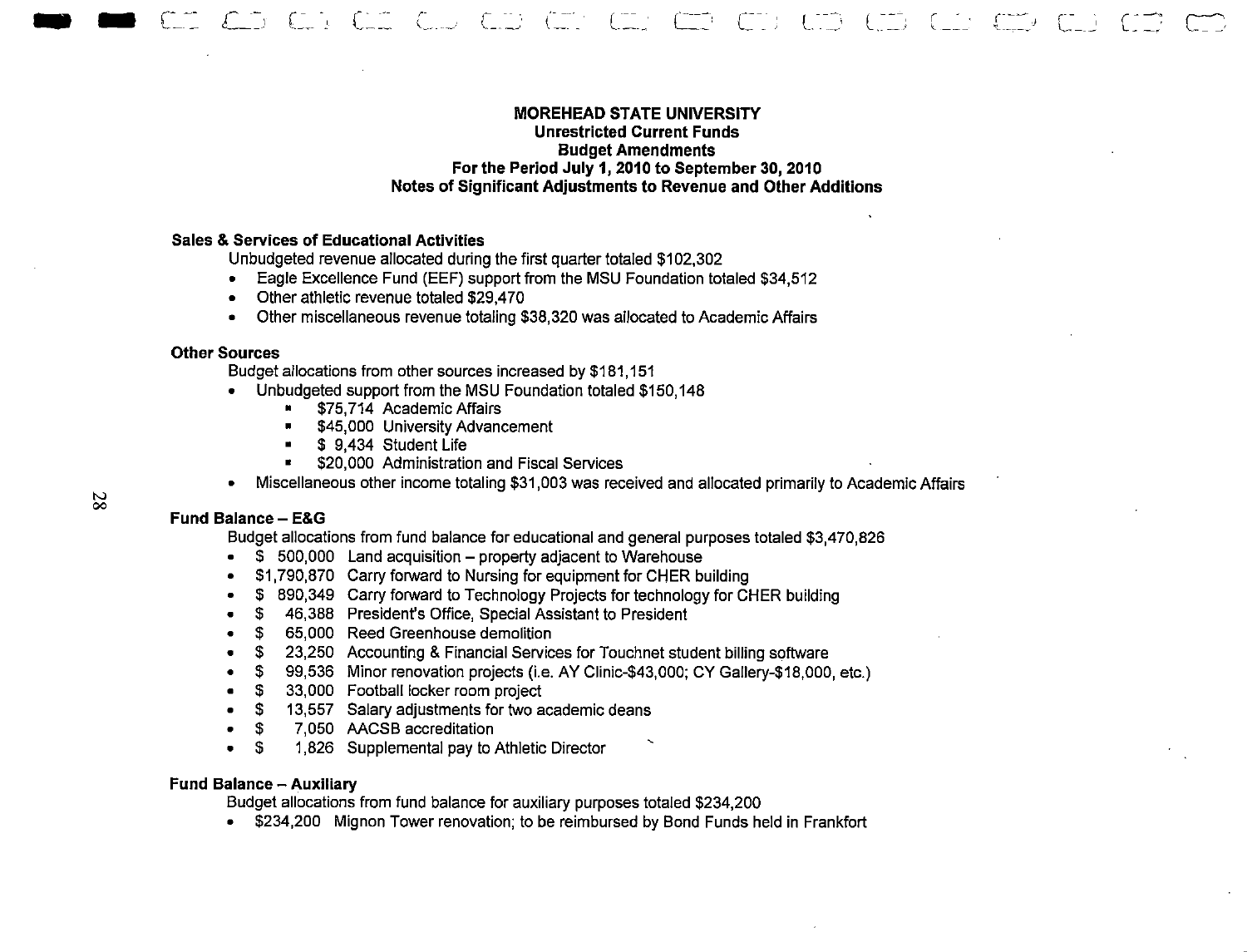**MOREHEAD STATE UNIVERSITY**
**Unrestricted Current Funds**
**Budget Amendments**
**For the Period July 1, 2010 to September 30, 2010**
**Notes of Significant Adjustments to Revenue and Other Additions**

**Sales & Services of Educational Activities**

Unbudgeted revenue allocated during the first quarter totaled $102,302

- Eagle Excellence Fund (EEF) support from the MSU Foundation totaled $34,512
- Other athletic revenue totaled $29,470
- Other miscellaneous revenue totaling $38,320 was allocated to Academic Affairs

**Other Sources**

Budget allocations from other sources increased by $181,151

- Unbudgeted support from the MSU Foundation totaled $150,148
  - $75,714 Academic Affairs
  - $45,000 University Advancement
  - $ 9,434 Student Life
  - $20,000 Administration and Fiscal Services
- Miscellaneous other income totaling $31,003 was received and allocated primarily to Academic Affairs

**Fund Balance – E&G**

Budget allocations from fund balance for educational and general purposes totaled $3,470,826

- $ 500,000 Land acquisition – property adjacent to Warehouse
- $1,790,870 Carry forward to Nursing for equipment for CHER building
- $ 890,349 Carry forward to Technology Projects for technology for CHER building
- $ 46,388 President's Office, Special Assistant to President
- $ 65,000 Reed Greenhouse demolition
- $ 23,250 Accounting & Financial Services for Touchnet student billing software
- $ 99,536 Minor renovation projects (i.e. AY Clinic-$43,000; CY Gallery-$18,000, etc.)
- $ 33,000 Football locker room project
- $ 13,557 Salary adjustments for two academic deans
- $ 7,050 AACSB accreditation
- $ 1,826 Supplemental pay to Athletic Director

**Fund Balance – Auxiliary**

Budget allocations from fund balance for auxiliary purposes totaled $234,200

- $234,200 Mignon Tower renovation; to be reimbursed by Bond Funds held in Frankfort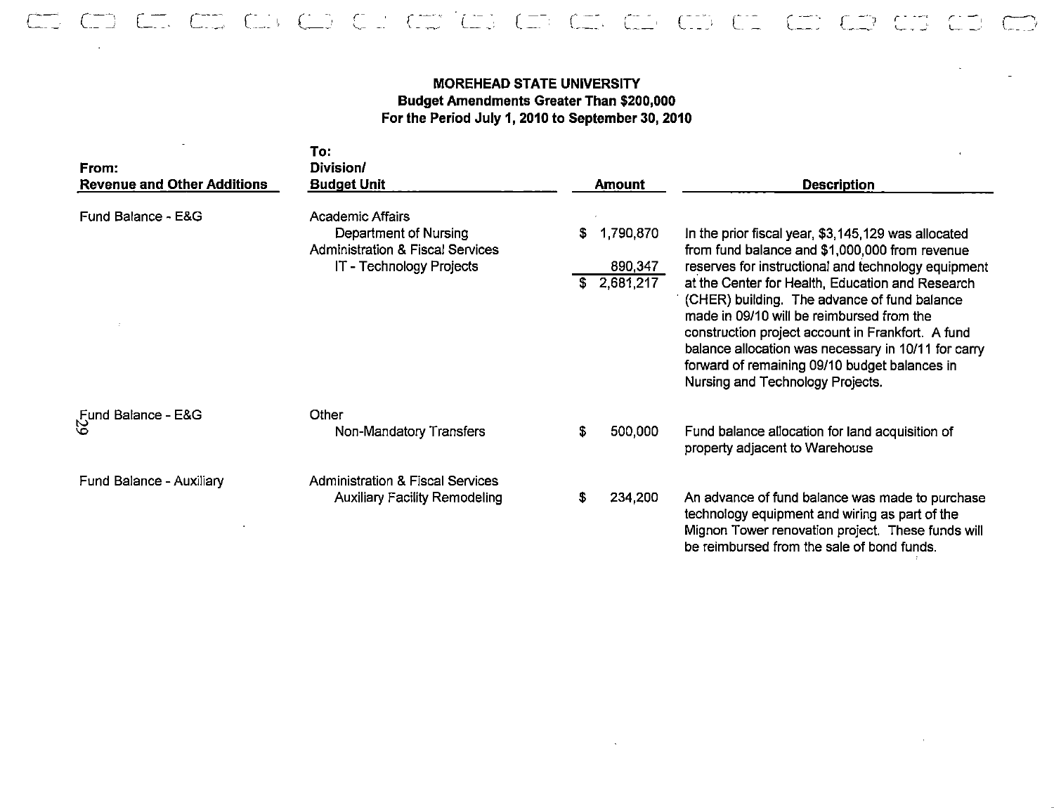**MOREHEAD STATE UNIVERSITY**
**Budget Amendments Greater Than $200,000**
**For the Period July 1, 2010 to September 30, 2010**

| From: Revenue and Other Additions | To: Division/ Budget Unit | Amount | Description |
|---|---|---|---|
| Fund Balance - E&G | Academic Affairs | | |
| | Department of Nursing | $ 1,790,870 | In the prior fiscal year, $3,145,129 was allocated from fund balance and $1,000,000 from revenue reserves for instructional and technology equipment at the Center for Health, Education and Research (CHER) building. The advance of fund balance made in 09/10 will be reimbursed from the construction project account in Frankfort. A fund balance allocation was necessary in 10/11 for carry forward of remaining 09/10 budget balances in Nursing and Technology Projects. |
| | Administration & Fiscal Services | | |
| | IT - Technology Projects | 890,347 | |
| | | $ 2,681,217 | |
| Fund Balance - E&G | Other | | |
| | Non-Mandatory Transfers | $ 500,000 | Fund balance allocation for land acquisition of property adjacent to Warehouse |
| Fund Balance - Auxiliary | Administration & Fiscal Services | | |
| | Auxiliary Facility Remodeling | $ 234,200 | An advance of fund balance was made to purchase technology equipment and wiring as part of the Mignon Tower renovation project. These funds will be reimbursed from the sale of bond funds. |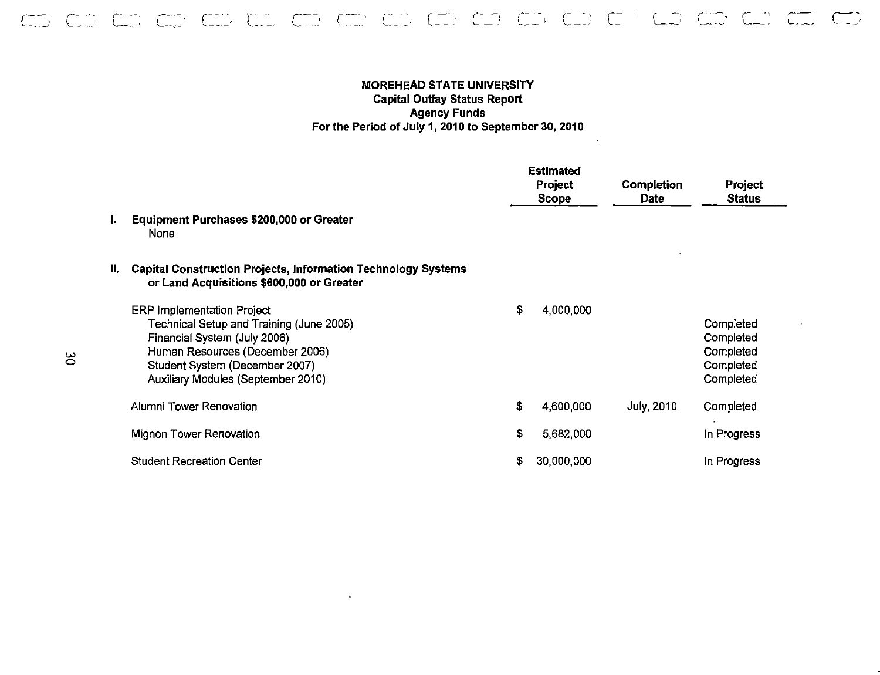# MOREHEAD STATE UNIVERSITY
## Capital Outlay Status Report
## Agency Funds
## For the Period of July 1, 2010 to September 30, 2010

| | Estimated Project Scope | Completion Date | Project Status |
|---|---|---|---|
| **I. Equipment Purchases $200,000 or Greater** | | | |
| None | | | |
| **II. Capital Construction Projects, Information Technology Systems or Land Acquisitions $600,000 or Greater** | | | |
| ERP Implementation Project | $ 4,000,000 | | |
| Technical Setup and Training (June 2005) | | | Completed |
| Financial System (July 2006) | | | Completed |
| Human Resources (December 2006) | | | Completed |
| Student System (December 2007) | | | Completed |
| Auxiliary Modules (September 2010) | | | Completed |
| Alumni Tower Renovation | $ 4,600,000 | July, 2010 | Completed |
| Mignon Tower Renovation | $ 5,682,000 | | In Progress |
| Student Recreation Center | $ 30,000,000 | | In Progress |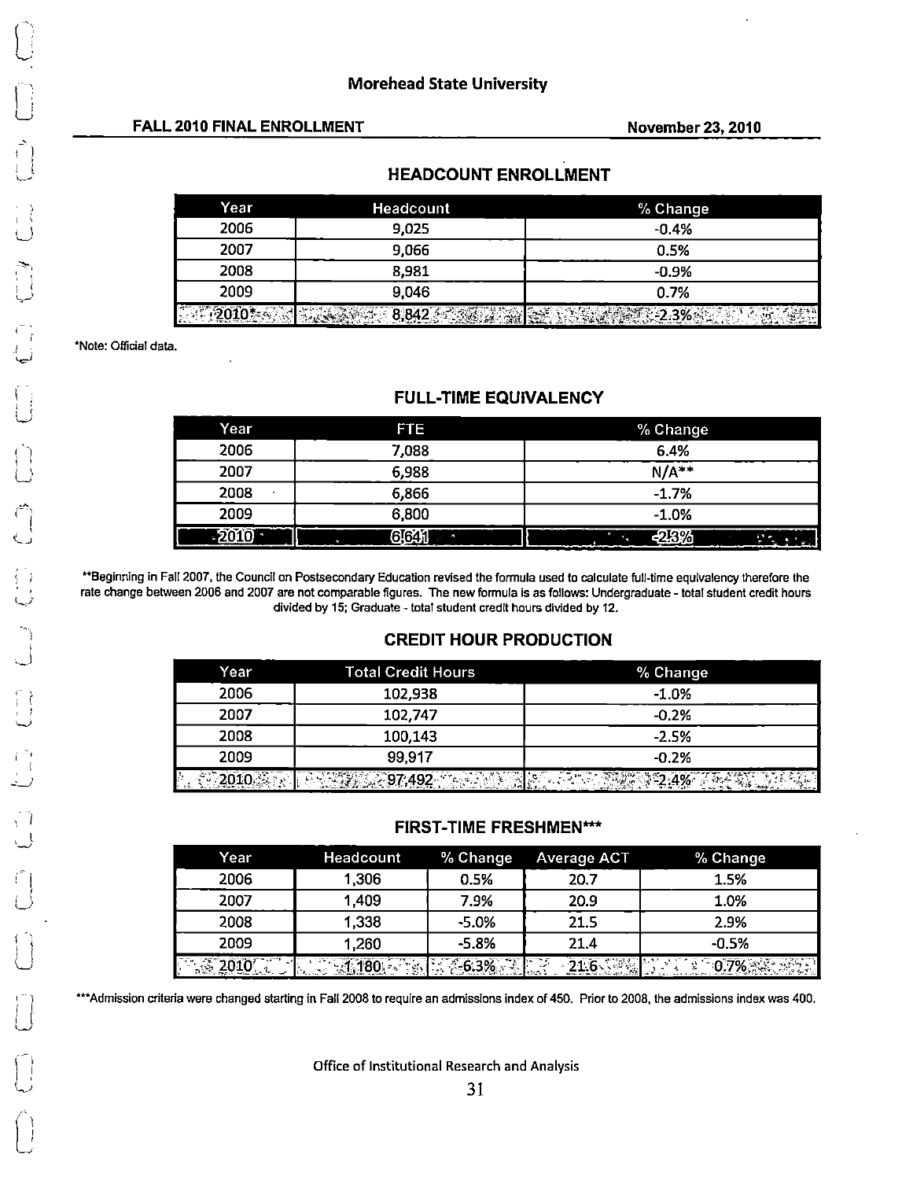## Morehead State University

**FALL 2010 FINAL ENROLLMENT** **November 23, 2010**

### HEADCOUNT ENROLLMENT

| Year | Headcount | % Change |
|---|---|---|
| 2006 | 9,025 | -0.4% |
| 2007 | 9,066 | 0.5% |
| 2008 | 8,981 | -0.9% |
| 2009 | 9,046 | 0.7% |
| 2010* | 8,842 | -2.3% |

*Note: Official data.

### FULL-TIME EQUIVALENCY

| Year | FTE | % Change |
|---|---|---|
| 2006 | 7,088 | 6.4% |
| 2007 | 6,988 | N/A** |
| 2008 | 6,866 | -1.7% |
| 2009 | 6,800 | -1.0% |
| 2010 | 6,641 | -2.3% |

**Beginning in Fall 2007, the Council on Postsecondary Education revised the formula used to calculate full-time equivalency therefore the rate change between 2006 and 2007 are not comparable figures. The new formula is as follows: Undergraduate - total student credit hours divided by 15; Graduate - total student credit hours divided by 12.

### CREDIT HOUR PRODUCTION

| Year | Total Credit Hours | % Change |
|---|---|---|
| 2006 | 102,938 | -1.0% |
| 2007 | 102,747 | -0.2% |
| 2008 | 100,143 | -2.5% |
| 2009 | 99,917 | -0.2% |
| 2010 | 97,492 | -2.4% |

### FIRST-TIME FRESHMEN***

| Year | Headcount | % Change | Average ACT | % Change |
|---|---|---|---|---|
| 2006 | 1,306 | 0.5% | 20.7 | 1.5% |
| 2007 | 1,409 | 7.9% | 20.9 | 1.0% |
| 2008 | 1,338 | -5.0% | 21.5 | 2.9% |
| 2009 | 1,260 | -5.8% | 21.4 | -0.5% |
| 2010 | 1,180 | -6.3% | 21.6 | 0.7% |

***Admission criteria were changed starting in Fall 2008 to require an admissions index of 450. Prior to 2008, the admissions index was 400.

Office of Institutional Research and Analysis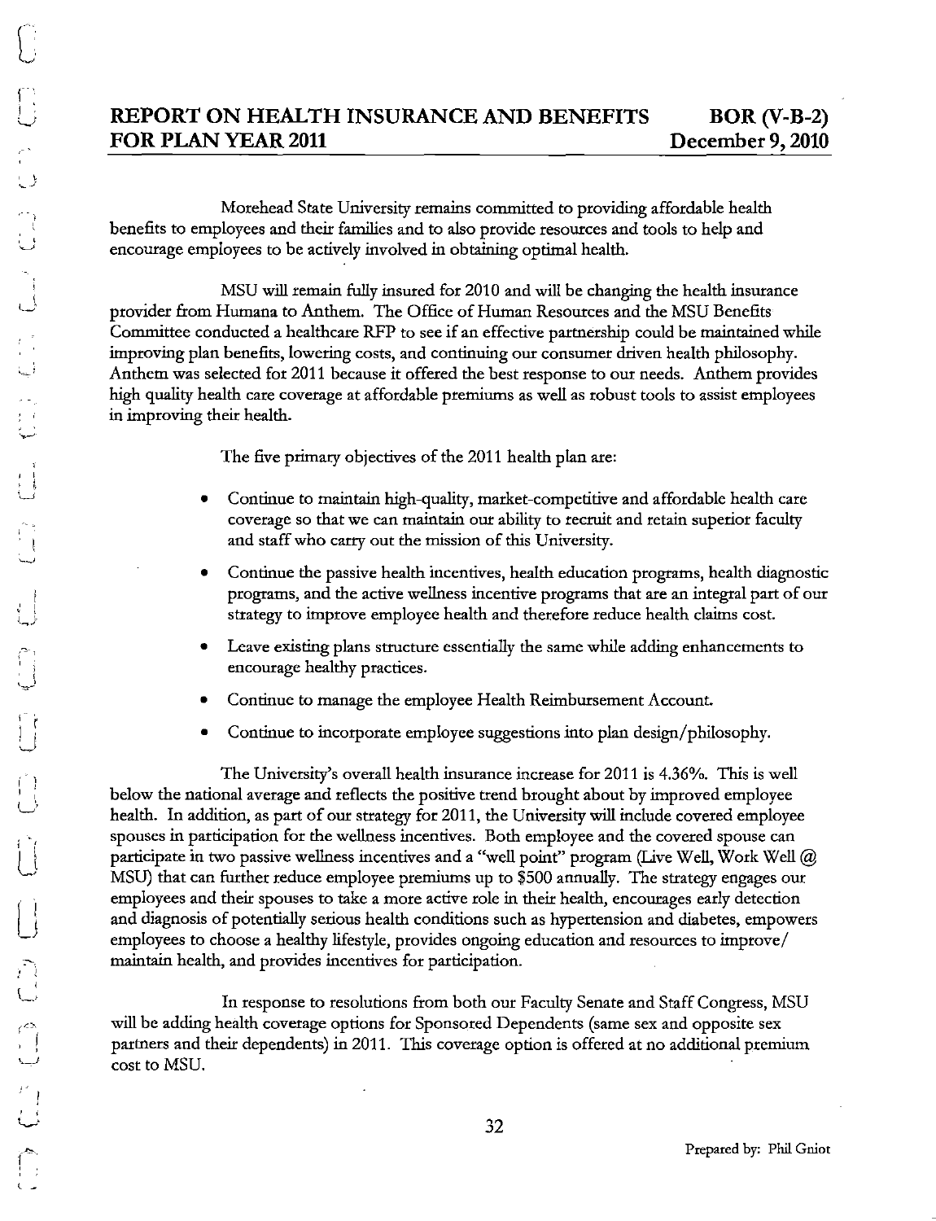# REPORT ON HEALTH INSURANCE AND BENEFITS FOR PLAN YEAR 2011

**BOR (V-B-2)**
**December 9, 2010**

Morehead State University remains committed to providing affordable health benefits to employees and their families and to also provide resources and tools to help and encourage employees to be actively involved in obtaining optimal health.

MSU will remain fully insured for 2010 and will be changing the health insurance provider from Humana to Anthem. The Office of Human Resources and the MSU Benefits Committee conducted a healthcare RFP to see if an effective partnership could be maintained while improving plan benefits, lowering costs, and continuing our consumer driven health philosophy. Anthem was selected for 2011 because it offered the best response to our needs. Anthem provides high quality health care coverage at affordable premiums as well as robust tools to assist employees in improving their health.

The five primary objectives of the 2011 health plan are:

- Continue to maintain high-quality, market-competitive and affordable health care coverage so that we can maintain our ability to recruit and retain superior faculty and staff who carry out the mission of this University.
- Continue the passive health incentives, health education programs, health diagnostic programs, and the active wellness incentive programs that are an integral part of our strategy to improve employee health and therefore reduce health claims cost.
- Leave existing plans structure essentially the same while adding enhancements to encourage healthy practices.
- Continue to manage the employee Health Reimbursement Account.
- Continue to incorporate employee suggestions into plan design/philosophy.

The University's overall health insurance increase for 2011 is 4.36%. This is well below the national average and reflects the positive trend brought about by improved employee health. In addition, as part of our strategy for 2011, the University will include covered employee spouses in participation for the wellness incentives. Both employee and the covered spouse can participate in two passive wellness incentives and a "well point" program (Live Well, Work Well @ MSU) that can further reduce employee premiums up to $500 annually. The strategy engages our employees and their spouses to take a more active role in their health, encourages early detection and diagnosis of potentially serious health conditions such as hypertension and diabetes, empowers employees to choose a healthy lifestyle, provides ongoing education and resources to improve/ maintain health, and provides incentives for participation.

In response to resolutions from both our Faculty Senate and Staff Congress, MSU will be adding health coverage options for Sponsored Dependents (same sex and opposite sex partners and their dependents) in 2011. This coverage option is offered at no additional premium cost to MSU.

Prepared by: Phil Gniot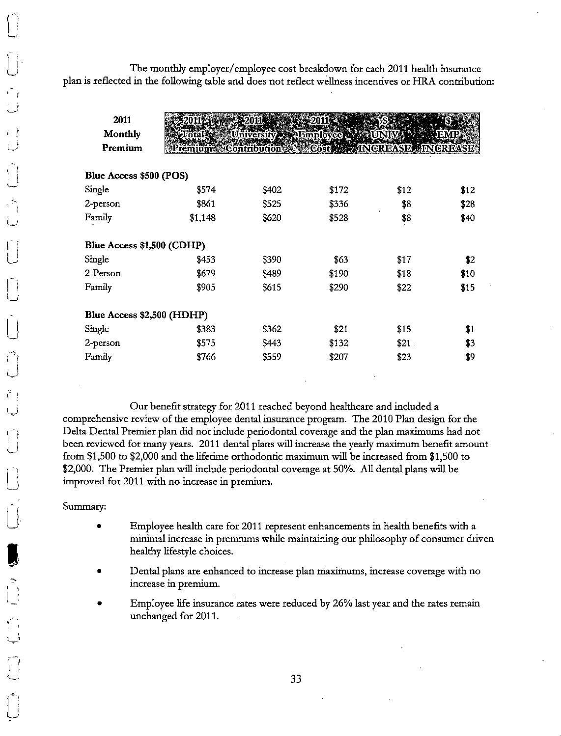The monthly employer/employee cost breakdown for each 2011 health insurance plan is reflected in the following table and does not reflect wellness incentives or HRA contribution:

| 2011 Monthly Premium | 2011 Total Premium | 2011 University Contribution | 2011 Employee Cost | $ UNIV INCREASE | $ EMP INCREASE |
|---|---|---|---|---|---|
| **Blue Access $500 (POS)** | | | | | |
| Single | $574 | $402 | $172 | $12 | $12 |
| 2-person | $861 | $525 | $336 | $8 | $28 |
| Family | $1,148 | $620 | $528 | $8 | $40 |
| **Blue Access $1,500 (CDHP)** | | | | | |
| Single | $453 | $390 | $63 | $17 | $2 |
| 2-Person | $679 | $489 | $190 | $18 | $10 |
| Family | $905 | $615 | $290 | $22 | $15 |
| **Blue Access $2,500 (HDHP)** | | | | | |
| Single | $383 | $362 | $21 | $15 | $1 |
| 2-person | $575 | $443 | $132 | $21 | $3 |
| Family | $766 | $559 | $207 | $23 | $9 |

Our benefit strategy for 2011 reached beyond healthcare and included a comprehensive review of the employee dental insurance program. The 2010 Plan design for the Delta Dental Premier plan did not include periodontal coverage and the plan maximums had not been reviewed for many years. 2011 dental plans will increase the yearly maximum benefit amount from $1,500 to $2,000 and the lifetime orthodontic maximum will be increased from $1,500 to $2,000. The Premier plan will include periodontal coverage at 50%. All dental plans will be improved for 2011 with no increase in premium.

Summary:

- Employee health care for 2011 represent enhancements in health benefits with a minimal increase in premiums while maintaining our philosophy of consumer driven healthy lifestyle choices.
- Dental plans are enhanced to increase plan maximums, increase coverage with no increase in premium.
- Employee life insurance rates were reduced by 26% last year and the rates remain unchanged for 2011.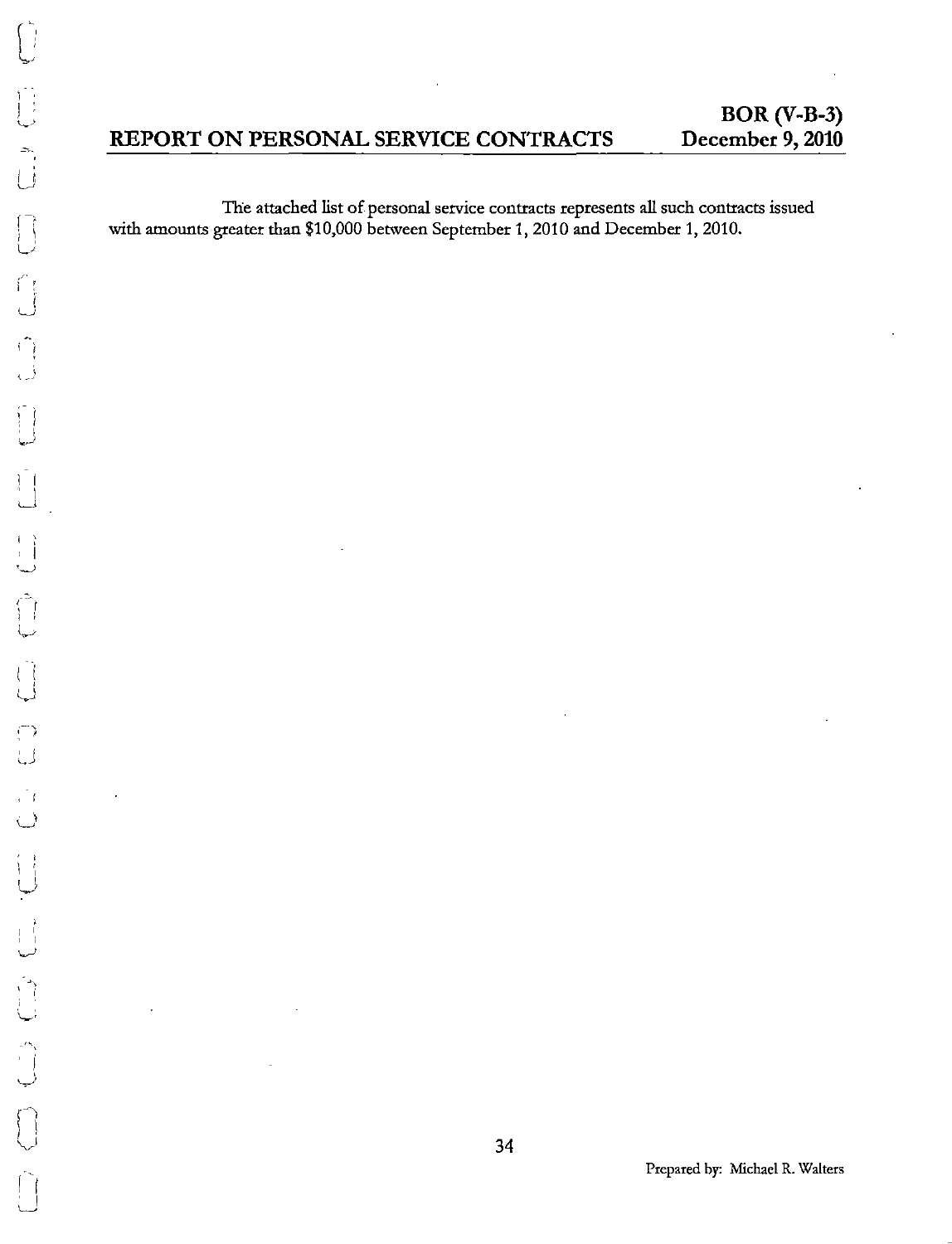**BOR (V-B-3)**

## REPORT ON PERSONAL SERVICE CONTRACTS — December 9, 2010

The attached list of personal service contracts represents all such contracts issued with amounts greater than $10,000 between September 1, 2010 and December 1, 2010.

Prepared by: Michael R. Walters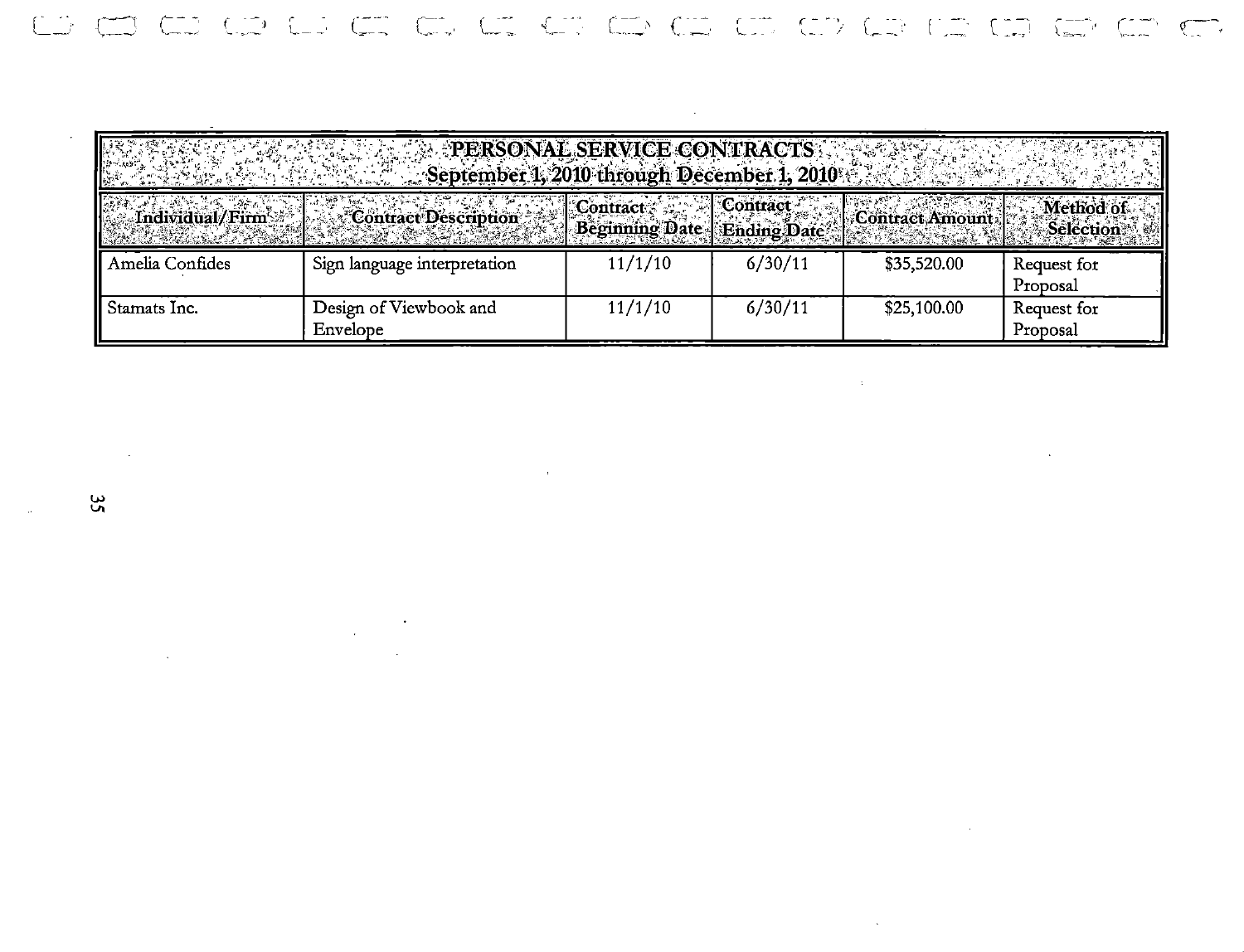| PERSONAL SERVICE CONTRACTS<br>September 1, 2010 through December 1, 2010 | | | | | |
|---|---|---|---|---|---|
| Individual/Firm | Contract Description | Contract Beginning Date | Contract Ending Date | Contract Amount | Method of Selection |
| Amelia Confides | Sign language interpretation | 11/1/10 | 6/30/11 | $35,520.00 | Request for Proposal |
| Stamats Inc. | Design of Viewbook and Envelope | 11/1/10 | 6/30/11 | $25,100.00 | Request for Proposal |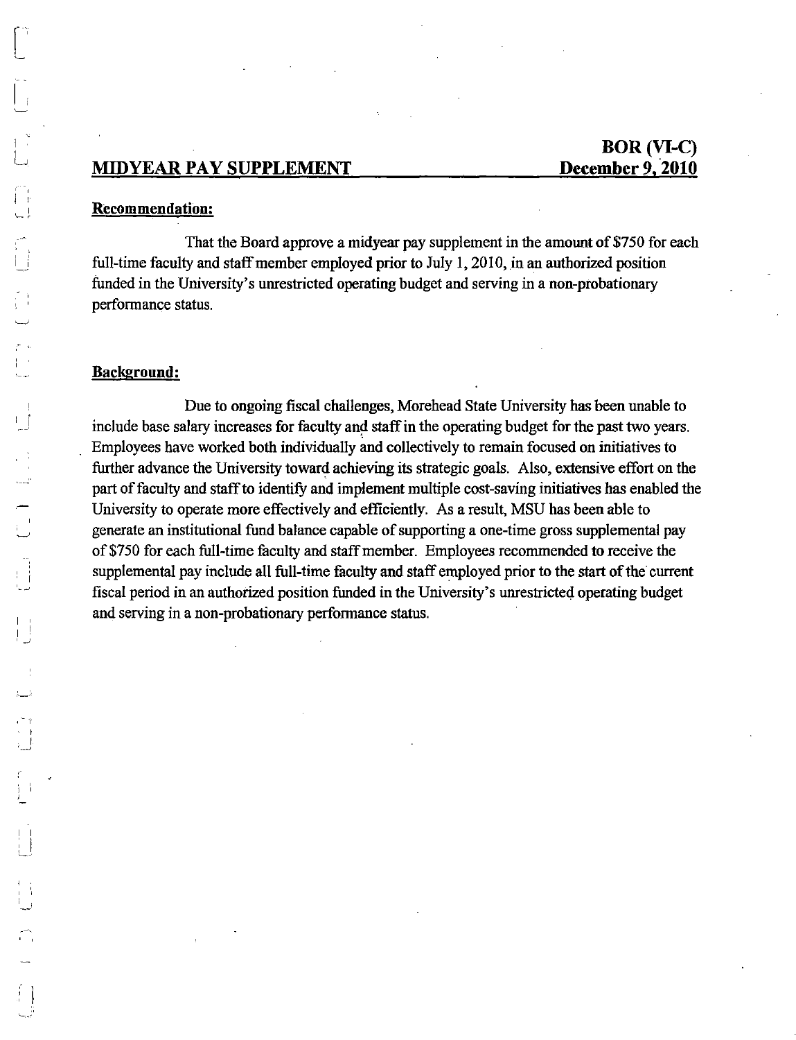**BOR (VI-C)**

## MIDYEAR PAY SUPPLEMENT **December 9, 2010**

**Recommendation:**

That the Board approve a midyear pay supplement in the amount of $750 for each full-time faculty and staff member employed prior to July 1, 2010, in an authorized position funded in the University's unrestricted operating budget and serving in a non-probationary performance status.

**Background:**

Due to ongoing fiscal challenges, Morehead State University has been unable to include base salary increases for faculty and staff in the operating budget for the past two years. Employees have worked both individually and collectively to remain focused on initiatives to further advance the University toward achieving its strategic goals. Also, extensive effort on the part of faculty and staff to identify and implement multiple cost-saving initiatives has enabled the University to operate more effectively and efficiently. As a result, MSU has been able to generate an institutional fund balance capable of supporting a one-time gross supplemental pay of $750 for each full-time faculty and staff member. Employees recommended to receive the supplemental pay include all full-time faculty and staff employed prior to the start of the current fiscal period in an authorized position funded in the University's unrestricted operating budget and serving in a non-probationary performance status.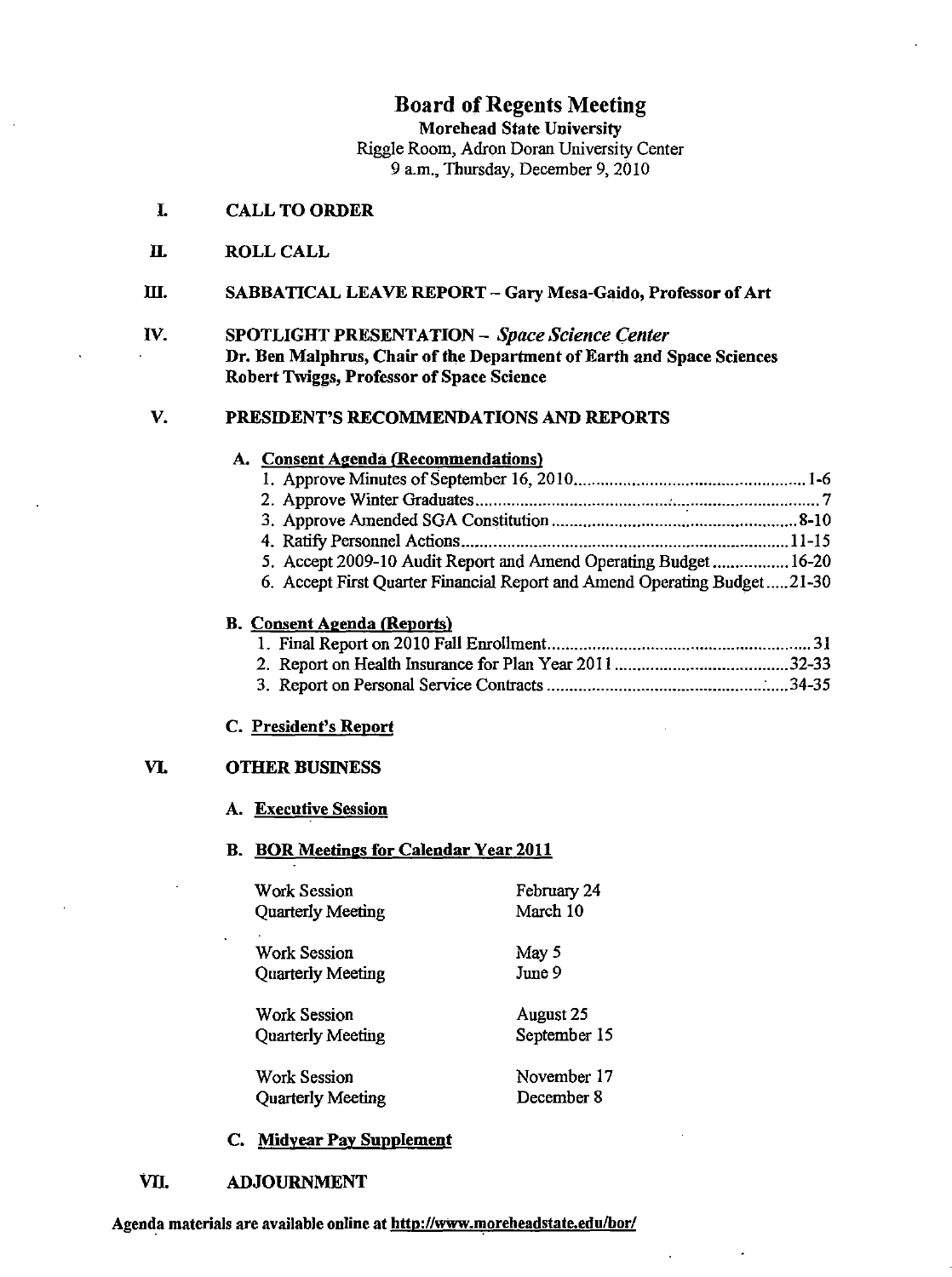# Board of Regents Meeting

**Morehead State University**

Riggle Room, Adron Doran University Center

9 a.m., Thursday, December 9, 2010

**I. CALL TO ORDER**

**II. ROLL CALL**

**III. SABBATICAL LEAVE REPORT – Gary Mesa-Gaido, Professor of Art**

**IV. SPOTLIGHT PRESENTATION –** ***Space Science Center***
**Dr. Ben Malphrus, Chair of the Department of Earth and Space Sciences**
**Robert Twiggs, Professor of Space Science**

**V. PRESIDENT'S RECOMMENDATIONS AND REPORTS**

**A. Consent Agenda (Recommendations)**

1. Approve Minutes of September 16, 2010.................................................... 1-6
2. Approve Winter Graduates.............................................................................. 7
3. Approve Amended SGA Constitution.......................................................... 8-10
4. Ratify Personnel Actions.............................................................................. 11-15
5. Accept 2009-10 Audit Report and Amend Operating Budget.................. 16-20
6. Accept First Quarter Financial Report and Amend Operating Budget..... 21-30

**B. Consent Agenda (Reports)**

1. Final Report on 2010 Fall Enrollment........................................................... 31
2. Report on Health Insurance for Plan Year 2011....................................... 32-33
3. Report on Personal Service Contracts...................................................... 34-35

**C. President's Report**

**VI. OTHER BUSINESS**

**A. Executive Session**

**B. BOR Meetings for Calendar Year 2011**

| | |
|---|---|
| Work Session | February 24 |
| Quarterly Meeting | March 10 |
| Work Session | May 5 |
| Quarterly Meeting | June 9 |
| Work Session | August 25 |
| Quarterly Meeting | September 15 |
| Work Session | November 17 |
| Quarterly Meeting | December 8 |

**C. Midyear Pay Supplement**

**VII. ADJOURNMENT**

**Agenda materials are available online at http://www.moreheadstate.edu/bor/**